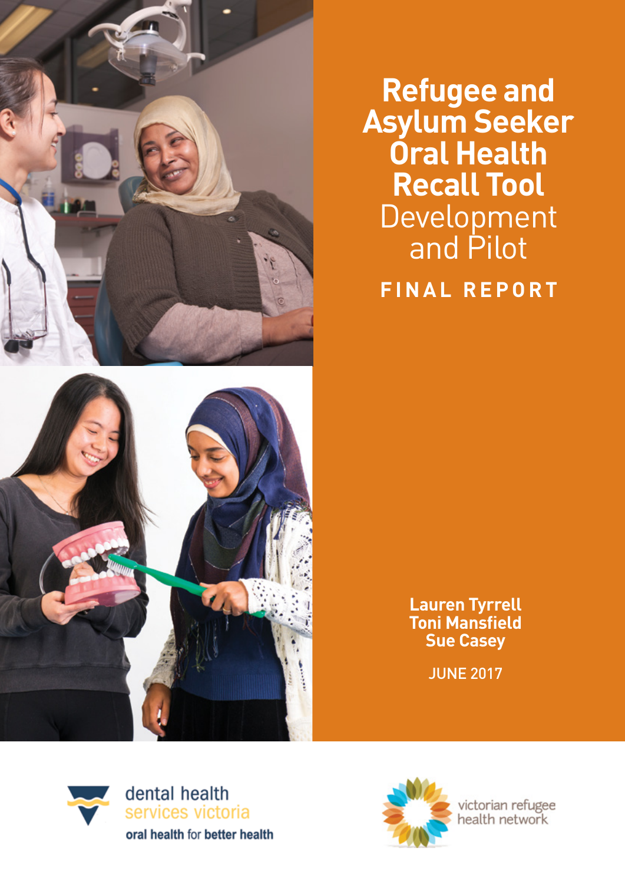# Refugee and Asylum Seeker Oral Health Recall Tool Development and Pilot

**FINAL REPORT**

**Lauren Tyrrell**
**Toni Mansfield**
**Sue Casey**

JUNE 2017

dental health services victoria
oral health for better health

victorian refugee health network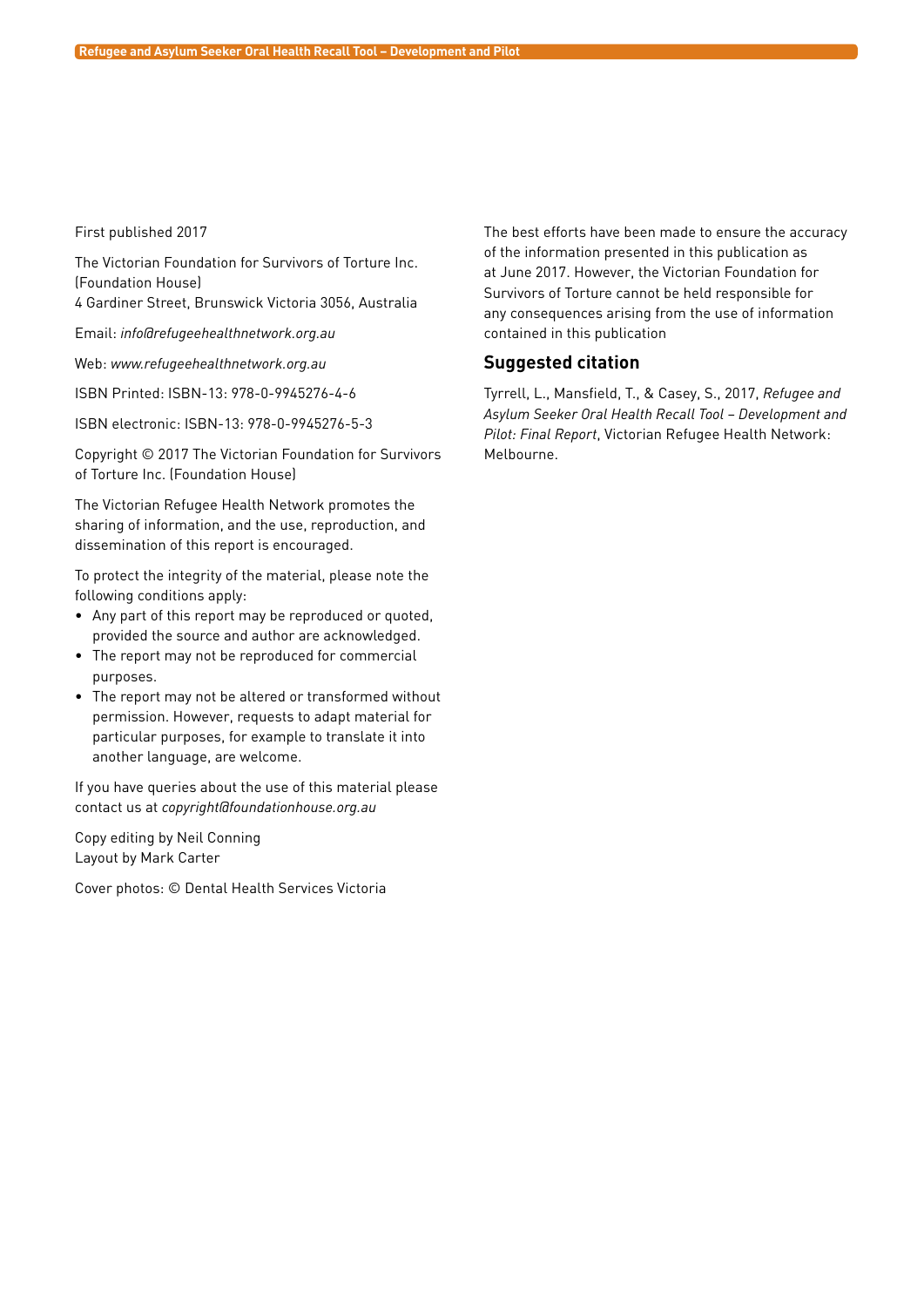First published 2017

The Victorian Foundation for Survivors of Torture Inc. (Foundation House)
4 Gardiner Street, Brunswick Victoria 3056, Australia

Email: *info@refugeehealthnetwork.org.au*

Web: *www.refugeehealthnetwork.org.au*

ISBN Printed: ISBN-13: 978-0-9945276-4-6

ISBN electronic: ISBN-13: 978-0-9945276-5-3

Copyright © 2017 The Victorian Foundation for Survivors of Torture Inc. (Foundation House)

The Victorian Refugee Health Network promotes the sharing of information, and the use, reproduction, and dissemination of this report is encouraged.

To protect the integrity of the material, please note the following conditions apply:

- Any part of this report may be reproduced or quoted, provided the source and author are acknowledged.
- The report may not be reproduced for commercial purposes.
- The report may not be altered or transformed without permission. However, requests to adapt material for particular purposes, for example to translate it into another language, are welcome.

If you have queries about the use of this material please contact us at *copyright@foundationhouse.org.au*

Copy editing by Neil Conning
Layout by Mark Carter

Cover photos: © Dental Health Services Victoria

The best efforts have been made to ensure the accuracy of the information presented in this publication as at June 2017. However, the Victorian Foundation for Survivors of Torture cannot be held responsible for any consequences arising from the use of information contained in this publication

## Suggested citation

Tyrrell, L., Mansfield, T., & Casey, S., 2017, *Refugee and Asylum Seeker Oral Health Recall Tool – Development and Pilot: Final Report*, Victorian Refugee Health Network: Melbourne.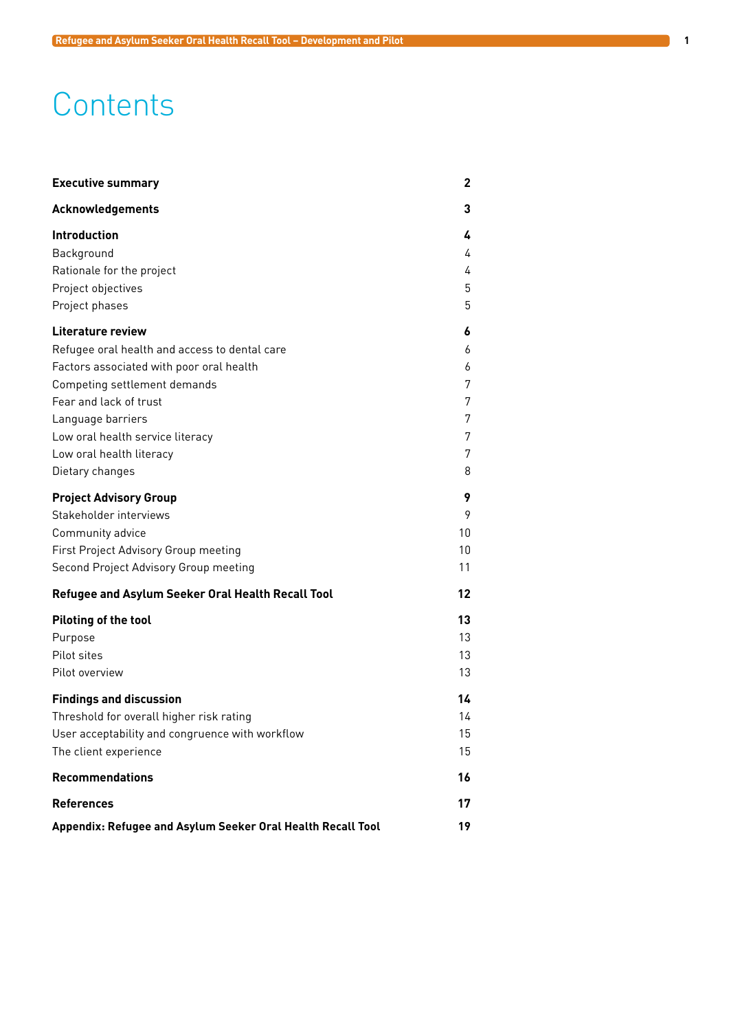# Contents

| | |
|---|---|
| **Executive summary** | **2** |
| **Acknowledgements** | **3** |
| **Introduction** | **4** |
| Background | 4 |
| Rationale for the project | 4 |
| Project objectives | 5 |
| Project phases | 5 |
| **Literature review** | **6** |
| Refugee oral health and access to dental care | 6 |
| Factors associated with poor oral health | 6 |
| Competing settlement demands | 7 |
| Fear and lack of trust | 7 |
| Language barriers | 7 |
| Low oral health service literacy | 7 |
| Low oral health literacy | 7 |
| Dietary changes | 8 |
| **Project Advisory Group** | **9** |
| Stakeholder interviews | 9 |
| Community advice | 10 |
| First Project Advisory Group meeting | 10 |
| Second Project Advisory Group meeting | 11 |
| **Refugee and Asylum Seeker Oral Health Recall Tool** | **12** |
| **Piloting of the tool** | **13** |
| Purpose | 13 |
| Pilot sites | 13 |
| Pilot overview | 13 |
| **Findings and discussion** | **14** |
| Threshold for overall higher risk rating | 14 |
| User acceptability and congruence with workflow | 15 |
| The client experience | 15 |
| **Recommendations** | **16** |
| **References** | **17** |
| **Appendix: Refugee and Asylum Seeker Oral Health Recall Tool** | **19** |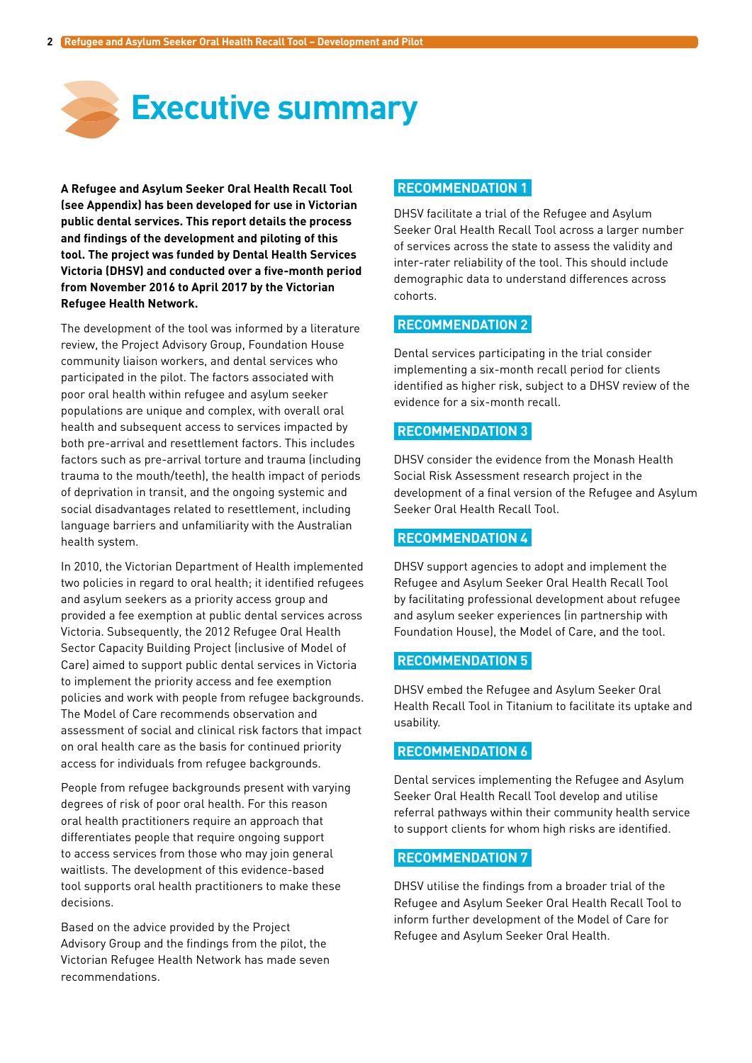# Executive summary

**A Refugee and Asylum Seeker Oral Health Recall Tool (see Appendix) has been developed for use in Victorian public dental services. This report details the process and findings of the development and piloting of this tool. The project was funded by Dental Health Services Victoria (DHSV) and conducted over a five-month period from November 2016 to April 2017 by the Victorian Refugee Health Network.**

The development of the tool was informed by a literature review, the Project Advisory Group, Foundation House community liaison workers, and dental services who participated in the pilot. The factors associated with poor oral health within refugee and asylum seeker populations are unique and complex, with overall oral health and subsequent access to services impacted by both pre-arrival and resettlement factors. This includes factors such as pre-arrival torture and trauma (including trauma to the mouth/teeth), the health impact of periods of deprivation in transit, and the ongoing systemic and social disadvantages related to resettlement, including language barriers and unfamiliarity with the Australian health system.

In 2010, the Victorian Department of Health implemented two policies in regard to oral health; it identified refugees and asylum seekers as a priority access group and provided a fee exemption at public dental services across Victoria. Subsequently, the 2012 Refugee Oral Health Sector Capacity Building Project (inclusive of Model of Care) aimed to support public dental services in Victoria to implement the priority access and fee exemption policies and work with people from refugee backgrounds. The Model of Care recommends observation and assessment of social and clinical risk factors that impact on oral health care as the basis for continued priority access for individuals from refugee backgrounds.

People from refugee backgrounds present with varying degrees of risk of poor oral health. For this reason oral health practitioners require an approach that differentiates people that require ongoing support to access services from those who may join general waitlists. The development of this evidence-based tool supports oral health practitioners to make these decisions.

Based on the advice provided by the Project Advisory Group and the findings from the pilot, the Victorian Refugee Health Network has made seven recommendations.

## RECOMMENDATION 1

DHSV facilitate a trial of the Refugee and Asylum Seeker Oral Health Recall Tool across a larger number of services across the state to assess the validity and inter-rater reliability of the tool. This should include demographic data to understand differences across cohorts.

## RECOMMENDATION 2

Dental services participating in the trial consider implementing a six-month recall period for clients identified as higher risk, subject to a DHSV review of the evidence for a six-month recall.

## RECOMMENDATION 3

DHSV consider the evidence from the Monash Health Social Risk Assessment research project in the development of a final version of the Refugee and Asylum Seeker Oral Health Recall Tool.

## RECOMMENDATION 4

DHSV support agencies to adopt and implement the Refugee and Asylum Seeker Oral Health Recall Tool by facilitating professional development about refugee and asylum seeker experiences (in partnership with Foundation House), the Model of Care, and the tool.

## RECOMMENDATION 5

DHSV embed the Refugee and Asylum Seeker Oral Health Recall Tool in Titanium to facilitate its uptake and usability.

## RECOMMENDATION 6

Dental services implementing the Refugee and Asylum Seeker Oral Health Recall Tool develop and utilise referral pathways within their community health service to support clients for whom high risks are identified.

## RECOMMENDATION 7

DHSV utilise the findings from a broader trial of the Refugee and Asylum Seeker Oral Health Recall Tool to inform further development of the Model of Care for Refugee and Asylum Seeker Oral Health.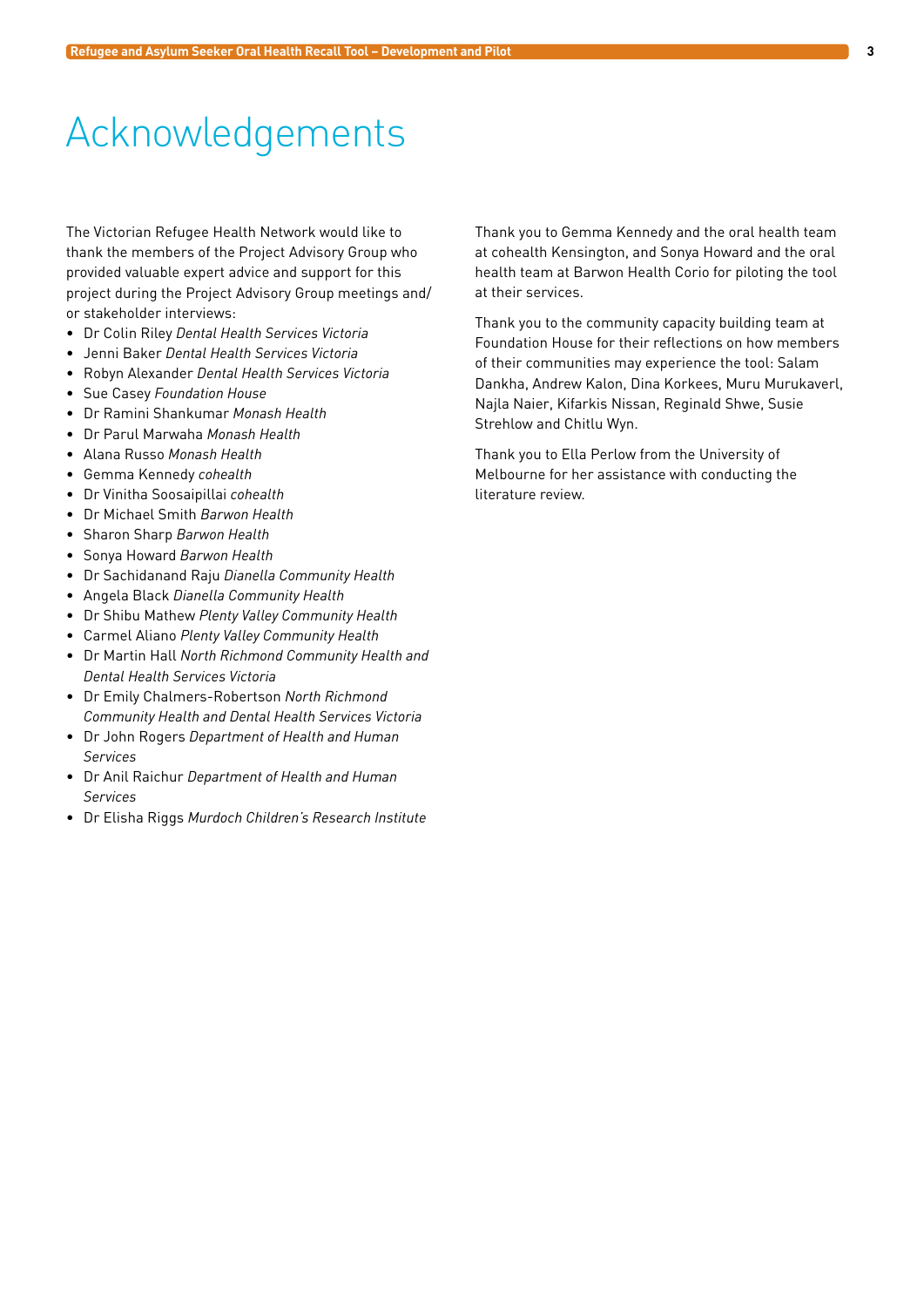# Acknowledgements

The Victorian Refugee Health Network would like to thank the members of the Project Advisory Group who provided valuable expert advice and support for this project during the Project Advisory Group meetings and/or stakeholder interviews:

- Dr Colin Riley *Dental Health Services Victoria*
- Jenni Baker *Dental Health Services Victoria*
- Robyn Alexander *Dental Health Services Victoria*
- Sue Casey *Foundation House*
- Dr Ramini Shankumar *Monash Health*
- Dr Parul Marwaha *Monash Health*
- Alana Russo *Monash Health*
- Gemma Kennedy *cohealth*
- Dr Vinitha Soosaipillai *cohealth*
- Dr Michael Smith *Barwon Health*
- Sharon Sharp *Barwon Health*
- Sonya Howard *Barwon Health*
- Dr Sachidanand Raju *Dianella Community Health*
- Angela Black *Dianella Community Health*
- Dr Shibu Mathew *Plenty Valley Community Health*
- Carmel Aliano *Plenty Valley Community Health*
- Dr Martin Hall *North Richmond Community Health and Dental Health Services Victoria*
- Dr Emily Chalmers-Robertson *North Richmond Community Health and Dental Health Services Victoria*
- Dr John Rogers *Department of Health and Human Services*
- Dr Anil Raichur *Department of Health and Human Services*
- Dr Elisha Riggs *Murdoch Children's Research Institute*

Thank you to Gemma Kennedy and the oral health team at cohealth Kensington, and Sonya Howard and the oral health team at Barwon Health Corio for piloting the tool at their services.

Thank you to the community capacity building team at Foundation House for their reflections on how members of their communities may experience the tool: Salam Dankha, Andrew Kalon, Dina Korkees, Muru Murukaverl, Najla Naier, Kifarkis Nissan, Reginald Shwe, Susie Strehlow and Chitlu Wyn.

Thank you to Ella Perlow from the University of Melbourne for her assistance with conducting the literature review.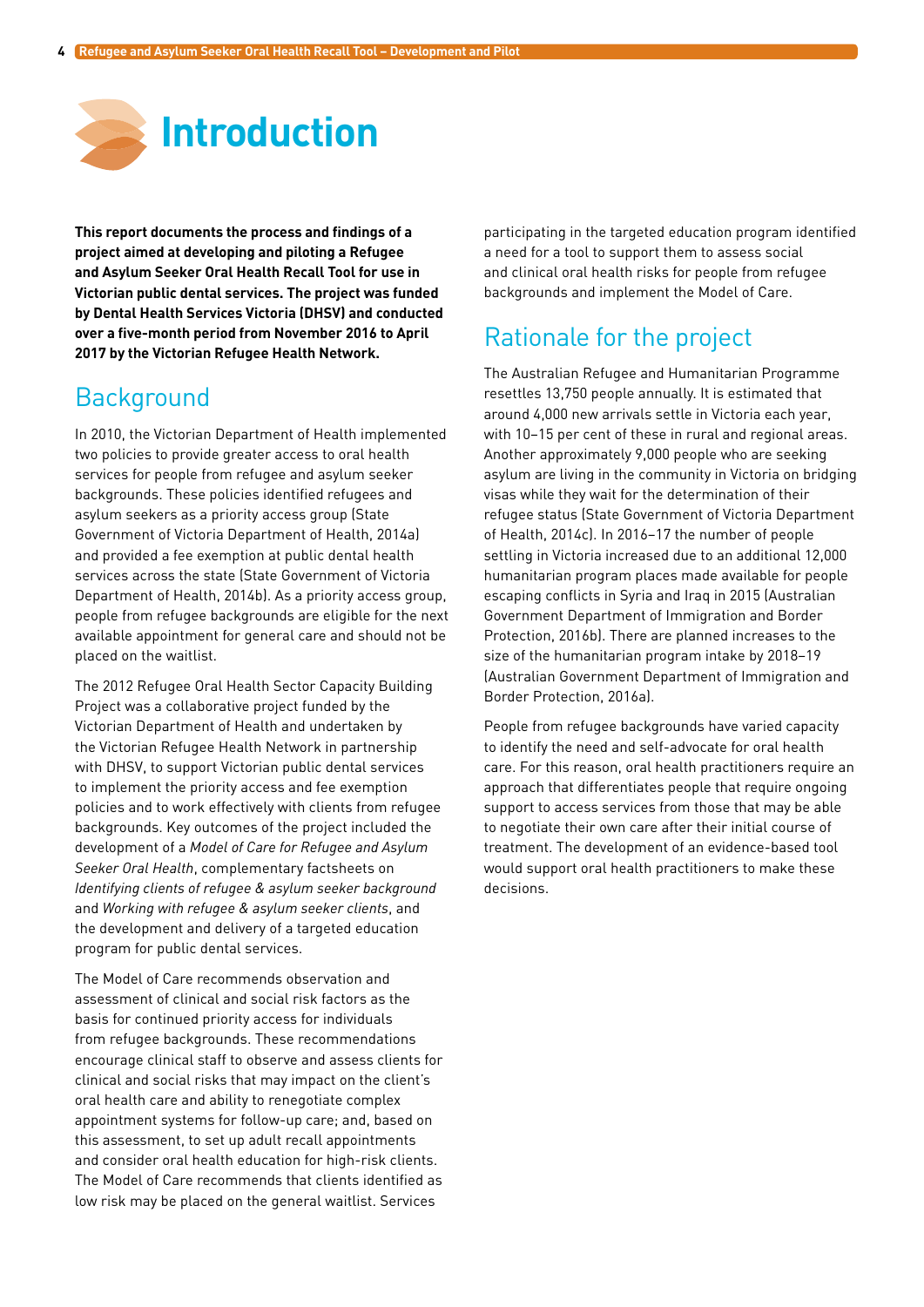# Introduction

**This report documents the process and findings of a project aimed at developing and piloting a Refugee and Asylum Seeker Oral Health Recall Tool for use in Victorian public dental services. The project was funded by Dental Health Services Victoria (DHSV) and conducted over a five-month period from November 2016 to April 2017 by the Victorian Refugee Health Network.**

## Background

In 2010, the Victorian Department of Health implemented two policies to provide greater access to oral health services for people from refugee and asylum seeker backgrounds. These policies identified refugees and asylum seekers as a priority access group (State Government of Victoria Department of Health, 2014a) and provided a fee exemption at public dental health services across the state (State Government of Victoria Department of Health, 2014b). As a priority access group, people from refugee backgrounds are eligible for the next available appointment for general care and should not be placed on the waitlist.

The 2012 Refugee Oral Health Sector Capacity Building Project was a collaborative project funded by the Victorian Department of Health and undertaken by the Victorian Refugee Health Network in partnership with DHSV, to support Victorian public dental services to implement the priority access and fee exemption policies and to work effectively with clients from refugee backgrounds. Key outcomes of the project included the development of a *Model of Care for Refugee and Asylum Seeker Oral Health*, complementary factsheets on *Identifying clients of refugee & asylum seeker background* and *Working with refugee & asylum seeker clients*, and the development and delivery of a targeted education program for public dental services.

The Model of Care recommends observation and assessment of clinical and social risk factors as the basis for continued priority access for individuals from refugee backgrounds. These recommendations encourage clinical staff to observe and assess clients for clinical and social risks that may impact on the client's oral health care and ability to renegotiate complex appointment systems for follow-up care; and, based on this assessment, to set up adult recall appointments and consider oral health education for high-risk clients. The Model of Care recommends that clients identified as low risk may be placed on the general waitlist. Services participating in the targeted education program identified a need for a tool to support them to assess social and clinical oral health risks for people from refugee backgrounds and implement the Model of Care.

## Rationale for the project

The Australian Refugee and Humanitarian Programme resettles 13,750 people annually. It is estimated that around 4,000 new arrivals settle in Victoria each year, with 10–15 per cent of these in rural and regional areas. Another approximately 9,000 people who are seeking asylum are living in the community in Victoria on bridging visas while they wait for the determination of their refugee status (State Government of Victoria Department of Health, 2014c). In 2016–17 the number of people settling in Victoria increased due to an additional 12,000 humanitarian program places made available for people escaping conflicts in Syria and Iraq in 2015 (Australian Government Department of Immigration and Border Protection, 2016b). There are planned increases to the size of the humanitarian program intake by 2018–19 (Australian Government Department of Immigration and Border Protection, 2016a).

People from refugee backgrounds have varied capacity to identify the need and self-advocate for oral health care. For this reason, oral health practitioners require an approach that differentiates people that require ongoing support to access services from those that may be able to negotiate their own care after their initial course of treatment. The development of an evidence-based tool would support oral health practitioners to make these decisions.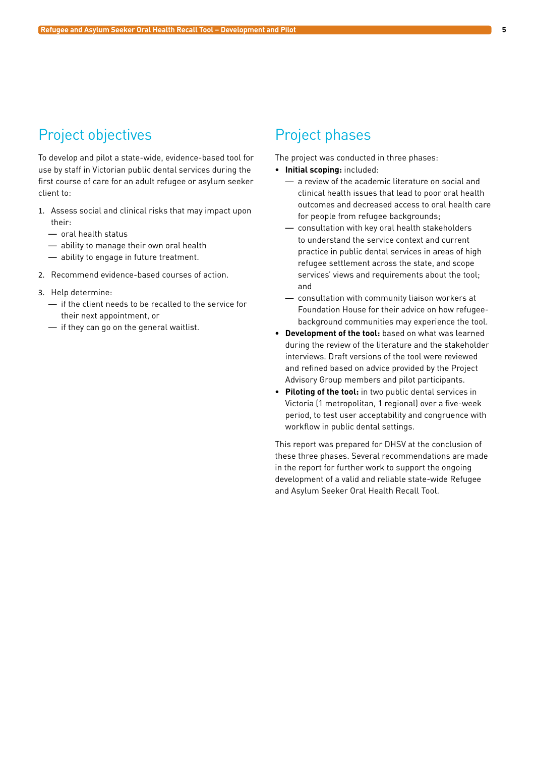## Project objectives

To develop and pilot a state-wide, evidence-based tool for use by staff in Victorian public dental services during the first course of care for an adult refugee or asylum seeker client to:

1. Assess social and clinical risks that may impact upon their:
   - oral health status
   - ability to manage their own oral health
   - ability to engage in future treatment.
2. Recommend evidence-based courses of action.
3. Help determine:
   - if the client needs to be recalled to the service for their next appointment, or
   - if they can go on the general waitlist.

## Project phases

The project was conducted in three phases:

- **Initial scoping:** included:
  - a review of the academic literature on social and clinical health issues that lead to poor oral health outcomes and decreased access to oral health care for people from refugee backgrounds;
  - consultation with key oral health stakeholders to understand the service context and current practice in public dental services in areas of high refugee settlement across the state, and scope services' views and requirements about the tool; and
  - consultation with community liaison workers at Foundation House for their advice on how refugee-background communities may experience the tool.
- **Development of the tool:** based on what was learned during the review of the literature and the stakeholder interviews. Draft versions of the tool were reviewed and refined based on advice provided by the Project Advisory Group members and pilot participants.
- **Piloting of the tool:** in two public dental services in Victoria (1 metropolitan, 1 regional) over a five-week period, to test user acceptability and congruence with workflow in public dental settings.

This report was prepared for DHSV at the conclusion of these three phases. Several recommendations are made in the report for further work to support the ongoing development of a valid and reliable state-wide Refugee and Asylum Seeker Oral Health Recall Tool.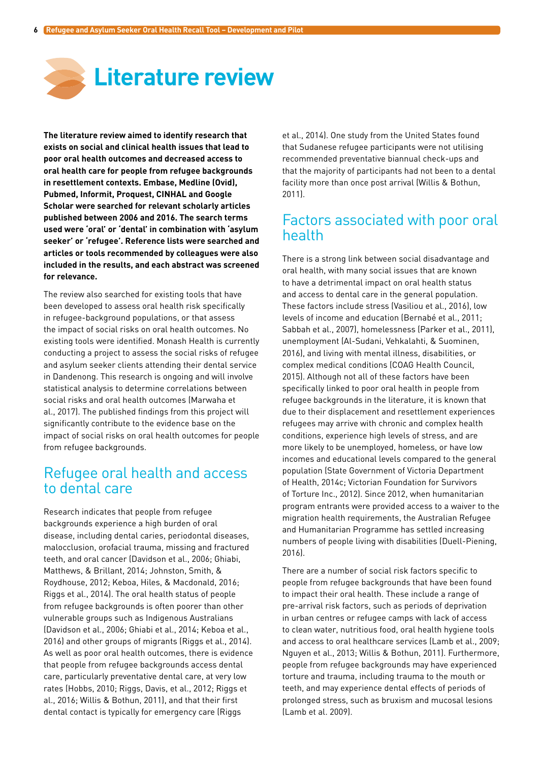# Literature review

**The literature review aimed to identify research that exists on social and clinical issues that lead to poor oral health outcomes and decreased access to oral health care for people from refugee backgrounds in resettlement contexts. Embase, Medline (Ovid), Pubmed, Informit, Proquest, CINHAL and Google Scholar were searched for relevant scholarly articles published between 2006 and 2016. The search terms used were 'oral' or 'dental' in combination with 'asylum seeker' or 'refugee'. Reference lists were searched and articles or tools recommended by colleagues were also included in the results, and each abstract was screened for relevance.**

The review also searched for existing tools that have been developed to assess oral health risk specifically in refugee-background populations, or that assess the impact of social risks on oral health outcomes. No existing tools were identified. Monash Health is currently conducting a project to assess the social risks of refugee and asylum seeker clients attending their dental service in Dandenong. This research is ongoing and will involve statistical analysis to determine correlations between social risks and oral health outcomes (Marwaha et al., 2017). The published findings from this project will significantly contribute to the evidence base on the impact of social risks on oral health outcomes for people from refugee backgrounds.

## Refugee oral health and access to dental care

Research indicates that people from refugee backgrounds experience a high burden of oral disease, including dental caries, periodontal diseases, malocclusion, orofacial trauma, missing and fractured teeth, and oral cancer (Davidson et al., 2006; Ghiabi, Matthews, & Brillant, 2014; Johnston, Smith, & Roydhouse, 2012; Keboa, Hiles, & Macdonald, 2016; Riggs et al., 2014). The oral health status of people from refugee backgrounds is often poorer than other vulnerable groups such as Indigenous Australians (Davidson et al., 2006; Ghiabi et al., 2014; Keboa et al., 2016) and other groups of migrants (Riggs et al., 2014). As well as poor oral health outcomes, there is evidence that people from refugee backgrounds access dental care, particularly preventative dental care, at very low rates (Hobbs, 2010; Riggs, Davis, et al., 2012; Riggs et al., 2016; Willis & Bothun, 2011), and that their first dental contact is typically for emergency care (Riggs et al., 2014). One study from the United States found that Sudanese refugee participants were not utilising recommended preventative biannual check-ups and that the majority of participants had not been to a dental facility more than once post arrival (Willis & Bothun, 2011).

## Factors associated with poor oral health

There is a strong link between social disadvantage and oral health, with many social issues that are known to have a detrimental impact on oral health status and access to dental care in the general population. These factors include stress (Vasiliou et al., 2016), low levels of income and education (Bernabé et al., 2011; Sabbah et al., 2007), homelessness (Parker et al., 2011), unemployment (Al-Sudani, Vehkalahti, & Suominen, 2016), and living with mental illness, disabilities, or complex medical conditions (COAG Health Council, 2015). Although not all of these factors have been specifically linked to poor oral health in people from refugee backgrounds in the literature, it is known that due to their displacement and resettlement experiences refugees may arrive with chronic and complex health conditions, experience high levels of stress, and are more likely to be unemployed, homeless, or have low incomes and educational levels compared to the general population (State Government of Victoria Department of Health, 2014c; Victorian Foundation for Survivors of Torture Inc., 2012). Since 2012, when humanitarian program entrants were provided access to a waiver to the migration health requirements, the Australian Refugee and Humanitarian Programme has settled increasing numbers of people living with disabilities (Duell-Piening, 2016).

There are a number of social risk factors specific to people from refugee backgrounds that have been found to impact their oral health. These include a range of pre-arrival risk factors, such as periods of deprivation in urban centres or refugee camps with lack of access to clean water, nutritious food, oral health hygiene tools and access to oral healthcare services (Lamb et al., 2009; Nguyen et al., 2013; Willis & Bothun, 2011). Furthermore, people from refugee backgrounds may have experienced torture and trauma, including trauma to the mouth or teeth, and may experience dental effects of periods of prolonged stress, such as bruxism and mucosal lesions (Lamb et al. 2009).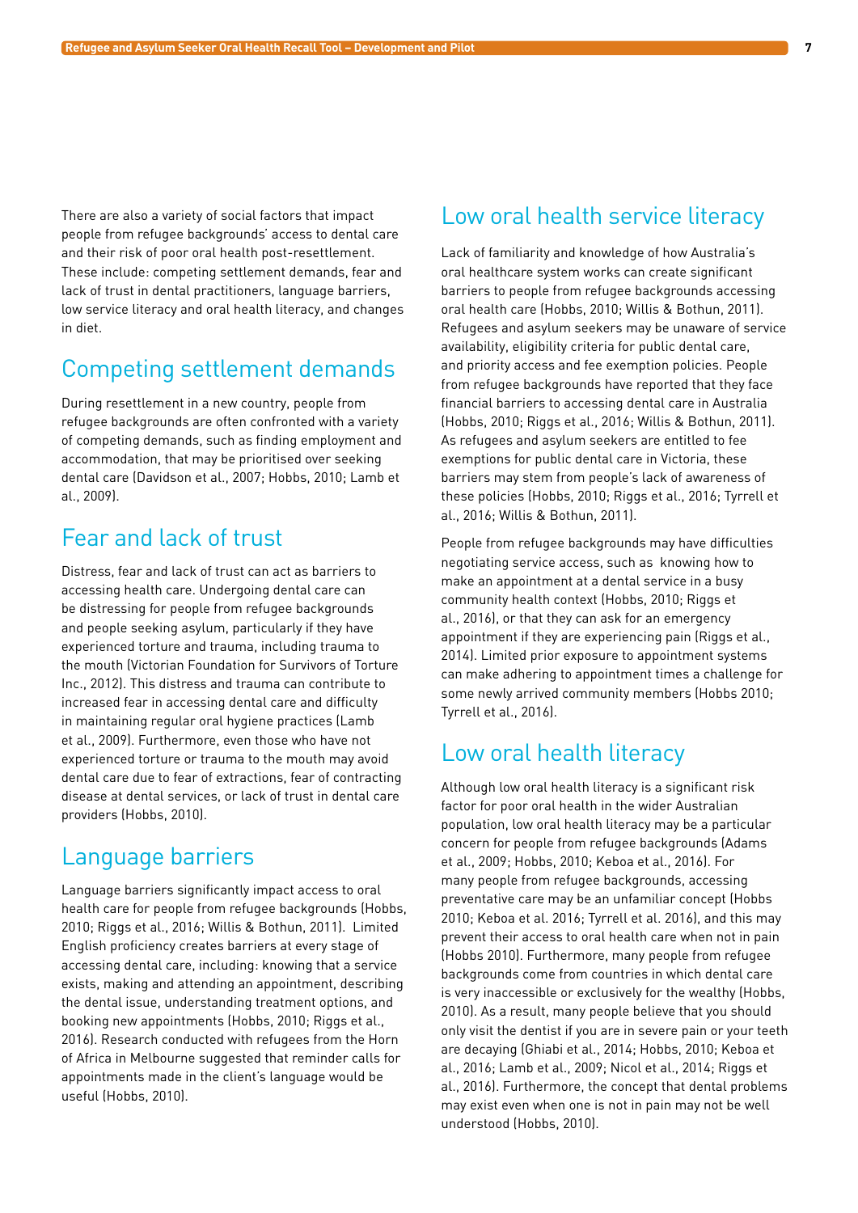There are also a variety of social factors that impact people from refugee backgrounds' access to dental care and their risk of poor oral health post-resettlement. These include: competing settlement demands, fear and lack of trust in dental practitioners, language barriers, low service literacy and oral health literacy, and changes in diet.

## Competing settlement demands

During resettlement in a new country, people from refugee backgrounds are often confronted with a variety of competing demands, such as finding employment and accommodation, that may be prioritised over seeking dental care (Davidson et al., 2007; Hobbs, 2010; Lamb et al., 2009).

## Fear and lack of trust

Distress, fear and lack of trust can act as barriers to accessing health care. Undergoing dental care can be distressing for people from refugee backgrounds and people seeking asylum, particularly if they have experienced torture and trauma, including trauma to the mouth (Victorian Foundation for Survivors of Torture Inc., 2012). This distress and trauma can contribute to increased fear in accessing dental care and difficulty in maintaining regular oral hygiene practices (Lamb et al., 2009). Furthermore, even those who have not experienced torture or trauma to the mouth may avoid dental care due to fear of extractions, fear of contracting disease at dental services, or lack of trust in dental care providers (Hobbs, 2010).

## Language barriers

Language barriers significantly impact access to oral health care for people from refugee backgrounds (Hobbs, 2010; Riggs et al., 2016; Willis & Bothun, 2011). Limited English proficiency creates barriers at every stage of accessing dental care, including: knowing that a service exists, making and attending an appointment, describing the dental issue, understanding treatment options, and booking new appointments (Hobbs, 2010; Riggs et al., 2016). Research conducted with refugees from the Horn of Africa in Melbourne suggested that reminder calls for appointments made in the client's language would be useful (Hobbs, 2010).

## Low oral health service literacy

Lack of familiarity and knowledge of how Australia's oral healthcare system works can create significant barriers to people from refugee backgrounds accessing oral health care (Hobbs, 2010; Willis & Bothun, 2011). Refugees and asylum seekers may be unaware of service availability, eligibility criteria for public dental care, and priority access and fee exemption policies. People from refugee backgrounds have reported that they face financial barriers to accessing dental care in Australia (Hobbs, 2010; Riggs et al., 2016; Willis & Bothun, 2011). As refugees and asylum seekers are entitled to fee exemptions for public dental care in Victoria, these barriers may stem from people's lack of awareness of these policies (Hobbs, 2010; Riggs et al., 2016; Tyrrell et al., 2016; Willis & Bothun, 2011).

People from refugee backgrounds may have difficulties negotiating service access, such as knowing how to make an appointment at a dental service in a busy community health context (Hobbs, 2010; Riggs et al., 2016), or that they can ask for an emergency appointment if they are experiencing pain (Riggs et al., 2014). Limited prior exposure to appointment systems can make adhering to appointment times a challenge for some newly arrived community members (Hobbs 2010; Tyrrell et al., 2016).

## Low oral health literacy

Although low oral health literacy is a significant risk factor for poor oral health in the wider Australian population, low oral health literacy may be a particular concern for people from refugee backgrounds (Adams et al., 2009; Hobbs, 2010; Keboa et al., 2016). For many people from refugee backgrounds, accessing preventative care may be an unfamiliar concept (Hobbs 2010; Keboa et al. 2016; Tyrrell et al. 2016), and this may prevent their access to oral health care when not in pain (Hobbs 2010). Furthermore, many people from refugee backgrounds come from countries in which dental care is very inaccessible or exclusively for the wealthy (Hobbs, 2010). As a result, many people believe that you should only visit the dentist if you are in severe pain or your teeth are decaying (Ghiabi et al., 2014; Hobbs, 2010; Keboa et al., 2016; Lamb et al., 2009; Nicol et al., 2014; Riggs et al., 2016). Furthermore, the concept that dental problems may exist even when one is not in pain may not be well understood (Hobbs, 2010).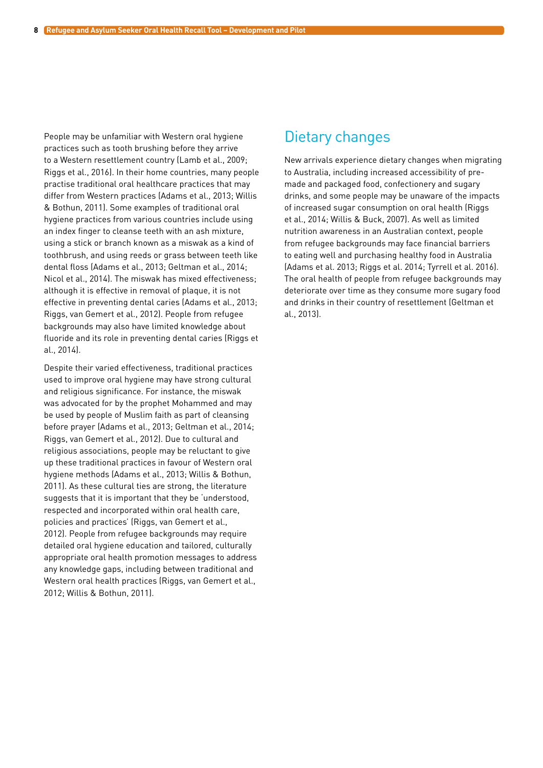People may be unfamiliar with Western oral hygiene practices such as tooth brushing before they arrive to a Western resettlement country (Lamb et al., 2009; Riggs et al., 2016). In their home countries, many people practise traditional oral healthcare practices that may differ from Western practices (Adams et al., 2013; Willis & Bothun, 2011). Some examples of traditional oral hygiene practices from various countries include using an index finger to cleanse teeth with an ash mixture, using a stick or branch known as a miswak as a kind of toothbrush, and using reeds or grass between teeth like dental floss (Adams et al., 2013; Geltman et al., 2014; Nicol et al., 2014). The miswak has mixed effectiveness; although it is effective in removal of plaque, it is not effective in preventing dental caries (Adams et al., 2013; Riggs, van Gemert et al., 2012). People from refugee backgrounds may also have limited knowledge about fluoride and its role in preventing dental caries (Riggs et al., 2014).

Despite their varied effectiveness, traditional practices used to improve oral hygiene may have strong cultural and religious significance. For instance, the miswak was advocated for by the prophet Mohammed and may be used by people of Muslim faith as part of cleansing before prayer (Adams et al., 2013; Geltman et al., 2014; Riggs, van Gemert et al., 2012). Due to cultural and religious associations, people may be reluctant to give up these traditional practices in favour of Western oral hygiene methods (Adams et al., 2013; Willis & Bothun, 2011). As these cultural ties are strong, the literature suggests that it is important that they be 'understood, respected and incorporated within oral health care, policies and practices' (Riggs, van Gemert et al., 2012). People from refugee backgrounds may require detailed oral hygiene education and tailored, culturally appropriate oral health promotion messages to address any knowledge gaps, including between traditional and Western oral health practices (Riggs, van Gemert et al., 2012; Willis & Bothun, 2011).

## Dietary changes

New arrivals experience dietary changes when migrating to Australia, including increased accessibility of pre-made and packaged food, confectionery and sugary drinks, and some people may be unaware of the impacts of increased sugar consumption on oral health (Riggs et al., 2014; Willis & Buck, 2007). As well as limited nutrition awareness in an Australian context, people from refugee backgrounds may face financial barriers to eating well and purchasing healthy food in Australia (Adams et al. 2013; Riggs et al. 2014; Tyrrell et al. 2016). The oral health of people from refugee backgrounds may deteriorate over time as they consume more sugary food and drinks in their country of resettlement (Geltman et al., 2013).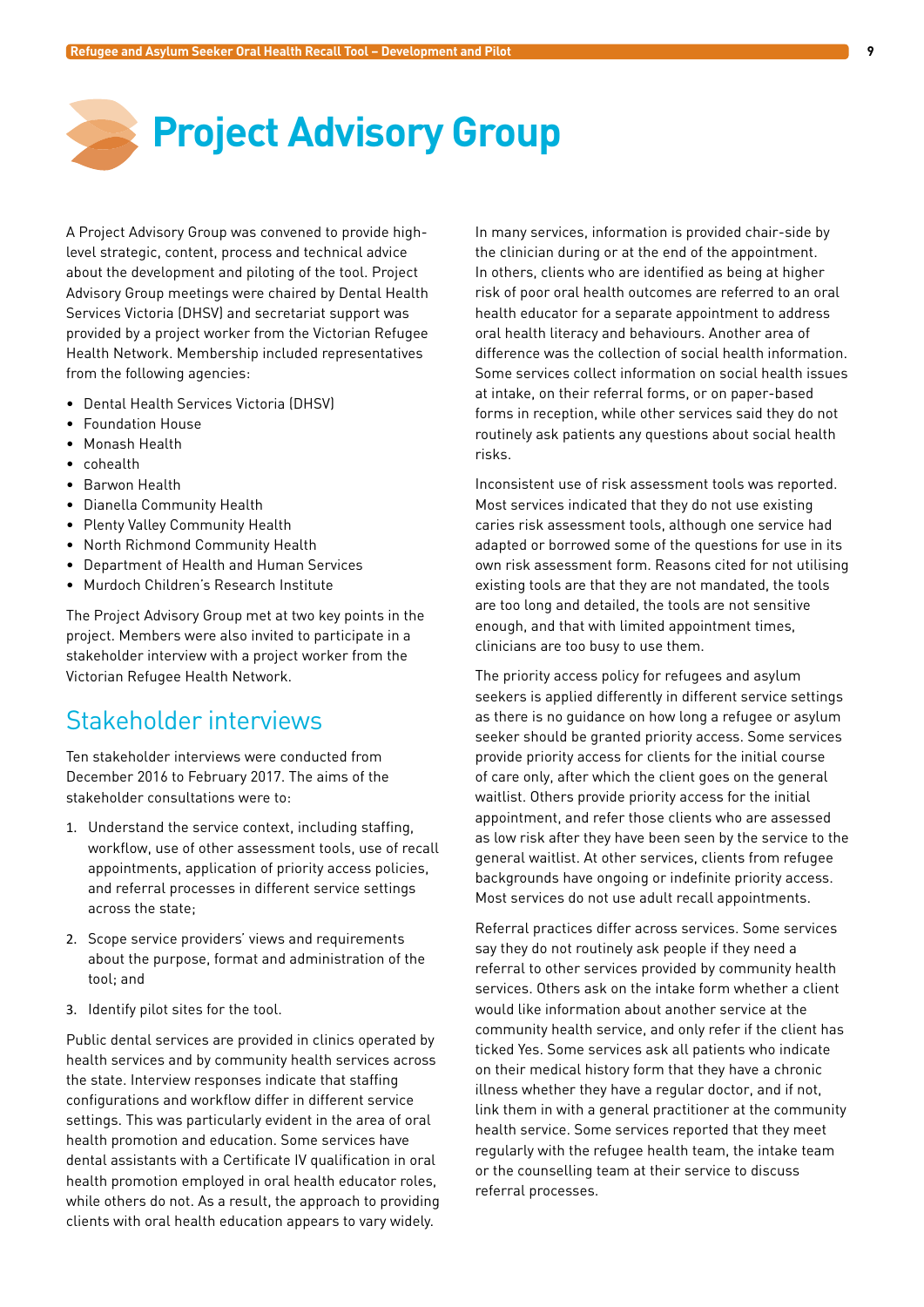# Project Advisory Group

A Project Advisory Group was convened to provide high-level strategic, content, process and technical advice about the development and piloting of the tool. Project Advisory Group meetings were chaired by Dental Health Services Victoria (DHSV) and secretariat support was provided by a project worker from the Victorian Refugee Health Network. Membership included representatives from the following agencies:

- Dental Health Services Victoria (DHSV)
- Foundation House
- Monash Health
- cohealth
- Barwon Health
- Dianella Community Health
- Plenty Valley Community Health
- North Richmond Community Health
- Department of Health and Human Services
- Murdoch Children's Research Institute

The Project Advisory Group met at two key points in the project. Members were also invited to participate in a stakeholder interview with a project worker from the Victorian Refugee Health Network.

## Stakeholder interviews

Ten stakeholder interviews were conducted from December 2016 to February 2017. The aims of the stakeholder consultations were to:

1. Understand the service context, including staffing, workflow, use of other assessment tools, use of recall appointments, application of priority access policies, and referral processes in different service settings across the state;
2. Scope service providers' views and requirements about the purpose, format and administration of the tool; and
3. Identify pilot sites for the tool.

Public dental services are provided in clinics operated by health services and by community health services across the state. Interview responses indicate that staffing configurations and workflow differ in different service settings. This was particularly evident in the area of oral health promotion and education. Some services have dental assistants with a Certificate IV qualification in oral health promotion employed in oral health educator roles, while others do not. As a result, the approach to providing clients with oral health education appears to vary widely.

In many services, information is provided chair-side by the clinician during or at the end of the appointment. In others, clients who are identified as being at higher risk of poor oral health outcomes are referred to an oral health educator for a separate appointment to address oral health literacy and behaviours. Another area of difference was the collection of social health information. Some services collect information on social health issues at intake, on their referral forms, or on paper-based forms in reception, while other services said they do not routinely ask patients any questions about social health risks.

Inconsistent use of risk assessment tools was reported. Most services indicated that they do not use existing caries risk assessment tools, although one service had adapted or borrowed some of the questions for use in its own risk assessment form. Reasons cited for not utilising existing tools are that they are not mandated, the tools are too long and detailed, the tools are not sensitive enough, and that with limited appointment times, clinicians are too busy to use them.

The priority access policy for refugees and asylum seekers is applied differently in different service settings as there is no guidance on how long a refugee or asylum seeker should be granted priority access. Some services provide priority access for clients for the initial course of care only, after which the client goes on the general waitlist. Others provide priority access for the initial appointment, and refer those clients who are assessed as low risk after they have been seen by the service to the general waitlist. At other services, clients from refugee backgrounds have ongoing or indefinite priority access. Most services do not use adult recall appointments.

Referral practices differ across services. Some services say they do not routinely ask people if they need a referral to other services provided by community health services. Others ask on the intake form whether a client would like information about another service at the community health service, and only refer if the client has ticked Yes. Some services ask all patients who indicate on their medical history form that they have a chronic illness whether they have a regular doctor, and if not, link them in with a general practitioner at the community health service. Some services reported that they meet regularly with the refugee health team, the intake team or the counselling team at their service to discuss referral processes.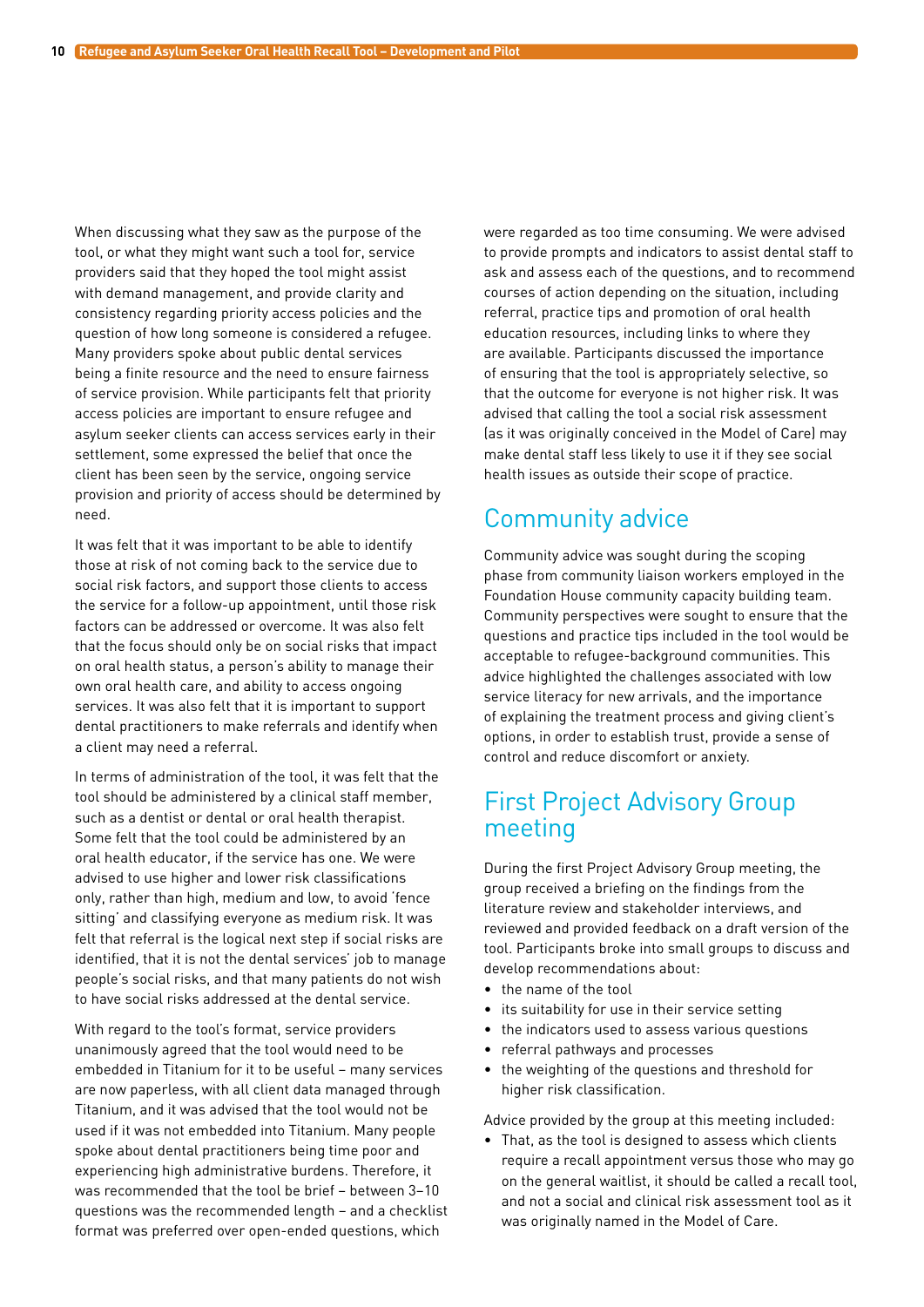When discussing what they saw as the purpose of the tool, or what they might want such a tool for, service providers said that they hoped the tool might assist with demand management, and provide clarity and consistency regarding priority access policies and the question of how long someone is considered a refugee. Many providers spoke about public dental services being a finite resource and the need to ensure fairness of service provision. While participants felt that priority access policies are important to ensure refugee and asylum seeker clients can access services early in their settlement, some expressed the belief that once the client has been seen by the service, ongoing service provision and priority of access should be determined by need.

It was felt that it was important to be able to identify those at risk of not coming back to the service due to social risk factors, and support those clients to access the service for a follow-up appointment, until those risk factors can be addressed or overcome. It was also felt that the focus should only be on social risks that impact on oral health status, a person's ability to manage their own oral health care, and ability to access ongoing services. It was also felt that it is important to support dental practitioners to make referrals and identify when a client may need a referral.

In terms of administration of the tool, it was felt that the tool should be administered by a clinical staff member, such as a dentist or dental or oral health therapist. Some felt that the tool could be administered by an oral health educator, if the service has one. We were advised to use higher and lower risk classifications only, rather than high, medium and low, to avoid 'fence sitting' and classifying everyone as medium risk. It was felt that referral is the logical next step if social risks are identified, that it is not the dental services' job to manage people's social risks, and that many patients do not wish to have social risks addressed at the dental service.

With regard to the tool's format, service providers unanimously agreed that the tool would need to be embedded in Titanium for it to be useful – many services are now paperless, with all client data managed through Titanium, and it was advised that the tool would not be used if it was not embedded into Titanium. Many people spoke about dental practitioners being time poor and experiencing high administrative burdens. Therefore, it was recommended that the tool be brief – between 3–10 questions was the recommended length – and a checklist format was preferred over open-ended questions, which were regarded as too time consuming. We were advised to provide prompts and indicators to assist dental staff to ask and assess each of the questions, and to recommend courses of action depending on the situation, including referral, practice tips and promotion of oral health education resources, including links to where they are available. Participants discussed the importance of ensuring that the tool is appropriately selective, so that the outcome for everyone is not higher risk. It was advised that calling the tool a social risk assessment (as it was originally conceived in the Model of Care) may make dental staff less likely to use it if they see social health issues as outside their scope of practice.

## Community advice

Community advice was sought during the scoping phase from community liaison workers employed in the Foundation House community capacity building team. Community perspectives were sought to ensure that the questions and practice tips included in the tool would be acceptable to refugee-background communities. This advice highlighted the challenges associated with low service literacy for new arrivals, and the importance of explaining the treatment process and giving client's options, in order to establish trust, provide a sense of control and reduce discomfort or anxiety.

## First Project Advisory Group meeting

During the first Project Advisory Group meeting, the group received a briefing on the findings from the literature review and stakeholder interviews, and reviewed and provided feedback on a draft version of the tool. Participants broke into small groups to discuss and develop recommendations about:

- the name of the tool
- its suitability for use in their service setting
- the indicators used to assess various questions
- referral pathways and processes
- the weighting of the questions and threshold for higher risk classification.

Advice provided by the group at this meeting included:

- That, as the tool is designed to assess which clients require a recall appointment versus those who may go on the general waitlist, it should be called a recall tool, and not a social and clinical risk assessment tool as it was originally named in the Model of Care.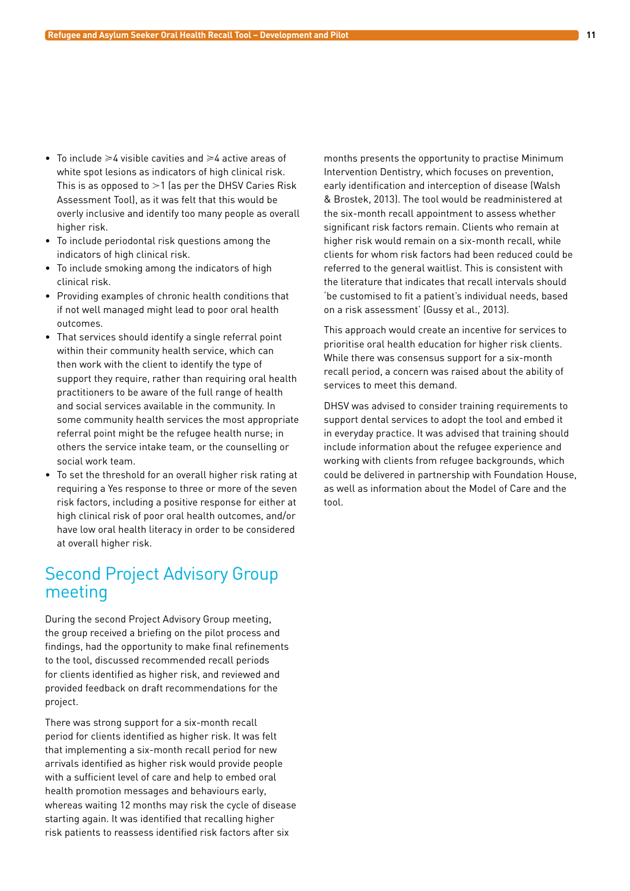- To include ≥4 visible cavities and ≥4 active areas of white spot lesions as indicators of high clinical risk. This is as opposed to >1 (as per the DHSV Caries Risk Assessment Tool), as it was felt that this would be overly inclusive and identify too many people as overall higher risk.
- To include periodontal risk questions among the indicators of high clinical risk.
- To include smoking among the indicators of high clinical risk.
- Providing examples of chronic health conditions that if not well managed might lead to poor oral health outcomes.
- That services should identify a single referral point within their community health service, which can then work with the client to identify the type of support they require, rather than requiring oral health practitioners to be aware of the full range of health and social services available in the community. In some community health services the most appropriate referral point might be the refugee health nurse; in others the service intake team, or the counselling or social work team.
- To set the threshold for an overall higher risk rating at requiring a Yes response to three or more of the seven risk factors, including a positive response for either at high clinical risk of poor oral health outcomes, and/or have low oral health literacy in order to be considered at overall higher risk.

## Second Project Advisory Group meeting

During the second Project Advisory Group meeting, the group received a briefing on the pilot process and findings, had the opportunity to make final refinements to the tool, discussed recommended recall periods for clients identified as higher risk, and reviewed and provided feedback on draft recommendations for the project.

There was strong support for a six-month recall period for clients identified as higher risk. It was felt that implementing a six-month recall period for new arrivals identified as higher risk would provide people with a sufficient level of care and help to embed oral health promotion messages and behaviours early, whereas waiting 12 months may risk the cycle of disease starting again. It was identified that recalling higher risk patients to reassess identified risk factors after six months presents the opportunity to practise Minimum Intervention Dentistry, which focuses on prevention, early identification and interception of disease (Walsh & Brostek, 2013). The tool would be readministered at the six-month recall appointment to assess whether significant risk factors remain. Clients who remain at higher risk would remain on a six-month recall, while clients for whom risk factors had been reduced could be referred to the general waitlist. This is consistent with the literature that indicates that recall intervals should 'be customised to fit a patient's individual needs, based on a risk assessment' (Gussy et al., 2013).

This approach would create an incentive for services to prioritise oral health education for higher risk clients. While there was consensus support for a six-month recall period, a concern was raised about the ability of services to meet this demand.

DHSV was advised to consider training requirements to support dental services to adopt the tool and embed it in everyday practice. It was advised that training should include information about the refugee experience and working with clients from refugee backgrounds, which could be delivered in partnership with Foundation House, as well as information about the Model of Care and the tool.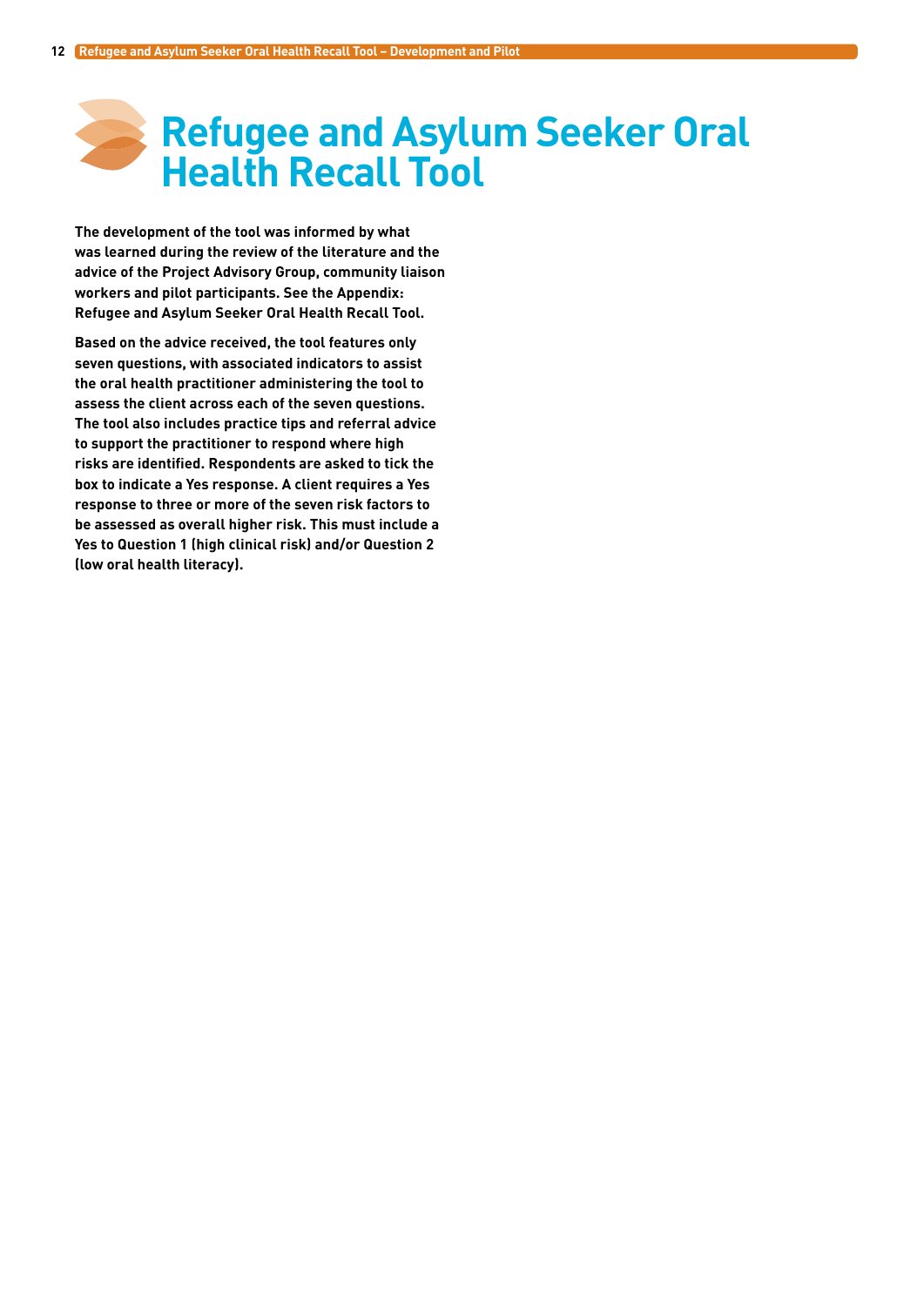# Refugee and Asylum Seeker Oral Health Recall Tool

**The development of the tool was informed by what was learned during the review of the literature and the advice of the Project Advisory Group, community liaison workers and pilot participants. See the Appendix: Refugee and Asylum Seeker Oral Health Recall Tool.**

**Based on the advice received, the tool features only seven questions, with associated indicators to assist the oral health practitioner administering the tool to assess the client across each of the seven questions. The tool also includes practice tips and referral advice to support the practitioner to respond where high risks are identified. Respondents are asked to tick the box to indicate a Yes response. A client requires a Yes response to three or more of the seven risk factors to be assessed as overall higher risk. This must include a Yes to Question 1 (high clinical risk) and/or Question 2 (low oral health literacy).**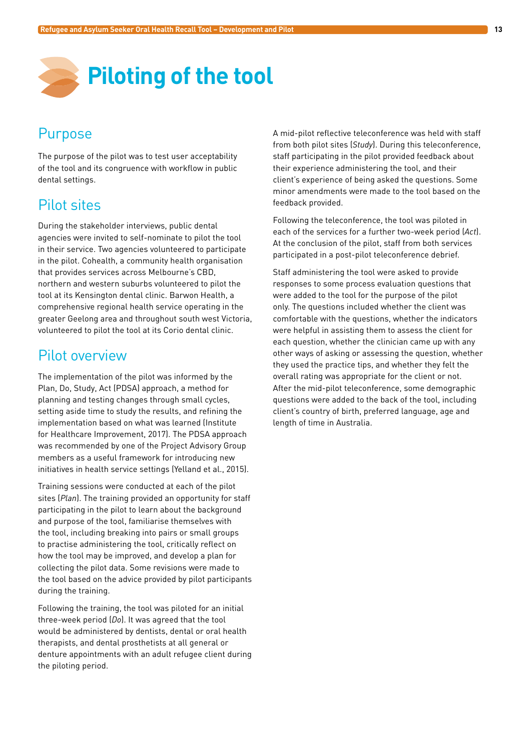# Piloting of the tool

## Purpose

The purpose of the pilot was to test user acceptability of the tool and its congruence with workflow in public dental settings.

## Pilot sites

During the stakeholder interviews, public dental agencies were invited to self-nominate to pilot the tool in their service. Two agencies volunteered to participate in the pilot. Cohealth, a community health organisation that provides services across Melbourne's CBD, northern and western suburbs volunteered to pilot the tool at its Kensington dental clinic. Barwon Health, a comprehensive regional health service operating in the greater Geelong area and throughout south west Victoria, volunteered to pilot the tool at its Corio dental clinic.

## Pilot overview

The implementation of the pilot was informed by the Plan, Do, Study, Act (PDSA) approach, a method for planning and testing changes through small cycles, setting aside time to study the results, and refining the implementation based on what was learned (Institute for Healthcare Improvement, 2017). The PDSA approach was recommended by one of the Project Advisory Group members as a useful framework for introducing new initiatives in health service settings (Yelland et al., 2015).

Training sessions were conducted at each of the pilot sites (*Plan*). The training provided an opportunity for staff participating in the pilot to learn about the background and purpose of the tool, familiarise themselves with the tool, including breaking into pairs or small groups to practise administering the tool, critically reflect on how the tool may be improved, and develop a plan for collecting the pilot data. Some revisions were made to the tool based on the advice provided by pilot participants during the training.

Following the training, the tool was piloted for an initial three-week period (*Do*). It was agreed that the tool would be administered by dentists, dental or oral health therapists, and dental prosthetists at all general or denture appointments with an adult refugee client during the piloting period.

A mid-pilot reflective teleconference was held with staff from both pilot sites (*Study*). During this teleconference, staff participating in the pilot provided feedback about their experience administering the tool, and their client's experience of being asked the questions. Some minor amendments were made to the tool based on the feedback provided.

Following the teleconference, the tool was piloted in each of the services for a further two-week period (*Act*). At the conclusion of the pilot, staff from both services participated in a post-pilot teleconference debrief.

Staff administering the tool were asked to provide responses to some process evaluation questions that were added to the tool for the purpose of the pilot only. The questions included whether the client was comfortable with the questions, whether the indicators were helpful in assisting them to assess the client for each question, whether the clinician came up with any other ways of asking or assessing the question, whether they used the practice tips, and whether they felt the overall rating was appropriate for the client or not. After the mid-pilot teleconference, some demographic questions were added to the back of the tool, including client's country of birth, preferred language, age and length of time in Australia.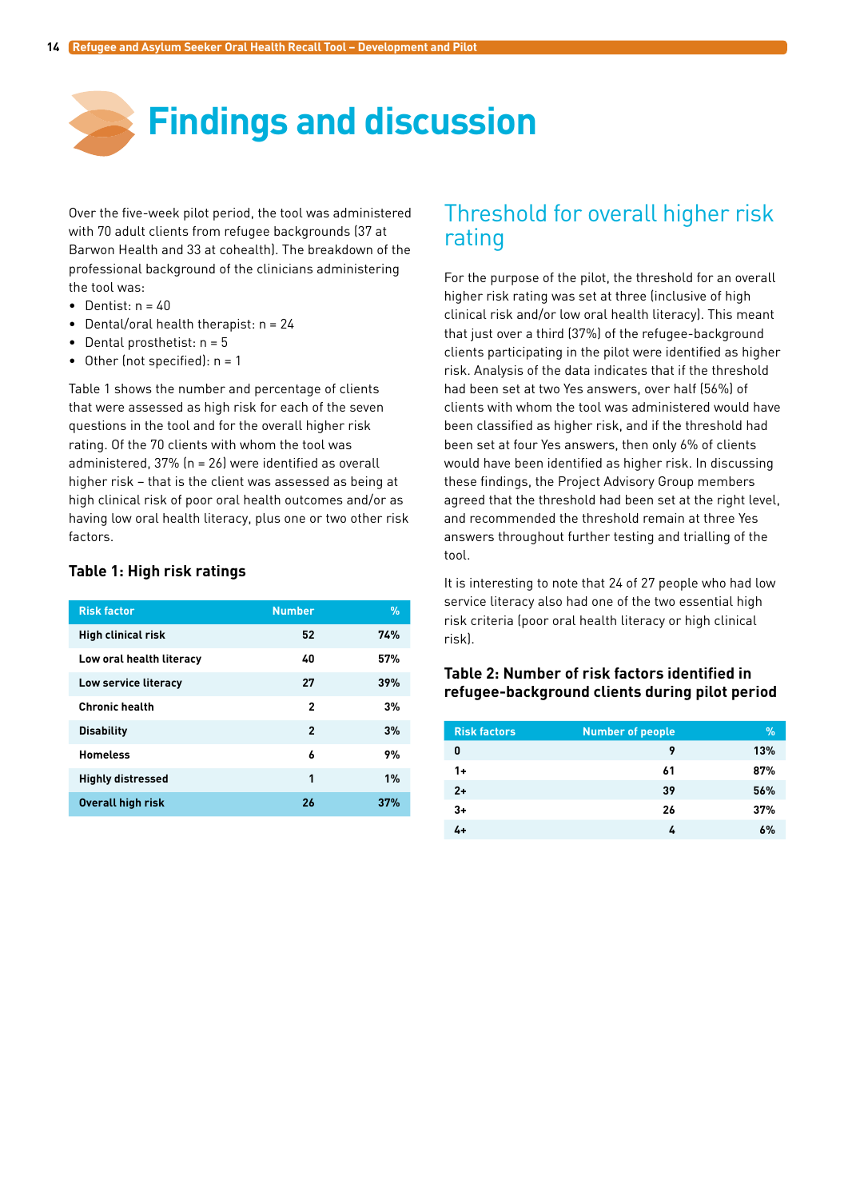# Findings and discussion

Over the five-week pilot period, the tool was administered with 70 adult clients from refugee backgrounds (37 at Barwon Health and 33 at cohealth). The breakdown of the professional background of the clinicians administering the tool was:

- Dentist: n = 40
- Dental/oral health therapist: n = 24
- Dental prosthetist: n = 5
- Other (not specified): n = 1

Table 1 shows the number and percentage of clients that were assessed as high risk for each of the seven questions in the tool and for the overall higher risk rating. Of the 70 clients with whom the tool was administered, 37% (n = 26) were identified as overall higher risk – that is the client was assessed as being at high clinical risk of poor oral health outcomes and/or as having low oral health literacy, plus one or two other risk factors.

### Table 1: High risk ratings

| Risk factor | Number | % |
|---|---|---|
| High clinical risk | 52 | 74% |
| Low oral health literacy | 40 | 57% |
| Low service literacy | 27 | 39% |
| Chronic health | 2 | 3% |
| Disability | 2 | 3% |
| Homeless | 6 | 9% |
| Highly distressed | 1 | 1% |
| Overall high risk | 26 | 37% |

## Threshold for overall higher risk rating

For the purpose of the pilot, the threshold for an overall higher risk rating was set at three (inclusive of high clinical risk and/or low oral health literacy). This meant that just over a third (37%) of the refugee-background clients participating in the pilot were identified as higher risk. Analysis of the data indicates that if the threshold had been set at two Yes answers, over half (56%) of clients with whom the tool was administered would have been classified as higher risk, and if the threshold had been set at four Yes answers, then only 6% of clients would have been identified as higher risk. In discussing these findings, the Project Advisory Group members agreed that the threshold had been set at the right level, and recommended the threshold remain at three Yes answers throughout further testing and trialling of the tool.

It is interesting to note that 24 of 27 people who had low service literacy also had one of the two essential high risk criteria (poor oral health literacy or high clinical risk).

### Table 2: Number of risk factors identified in refugee-background clients during pilot period

| Risk factors | Number of people | % |
|---|---|---|
| 0 | 9 | 13% |
| 1+ | 61 | 87% |
| 2+ | 39 | 56% |
| 3+ | 26 | 37% |
| 4+ | 4 | 6% |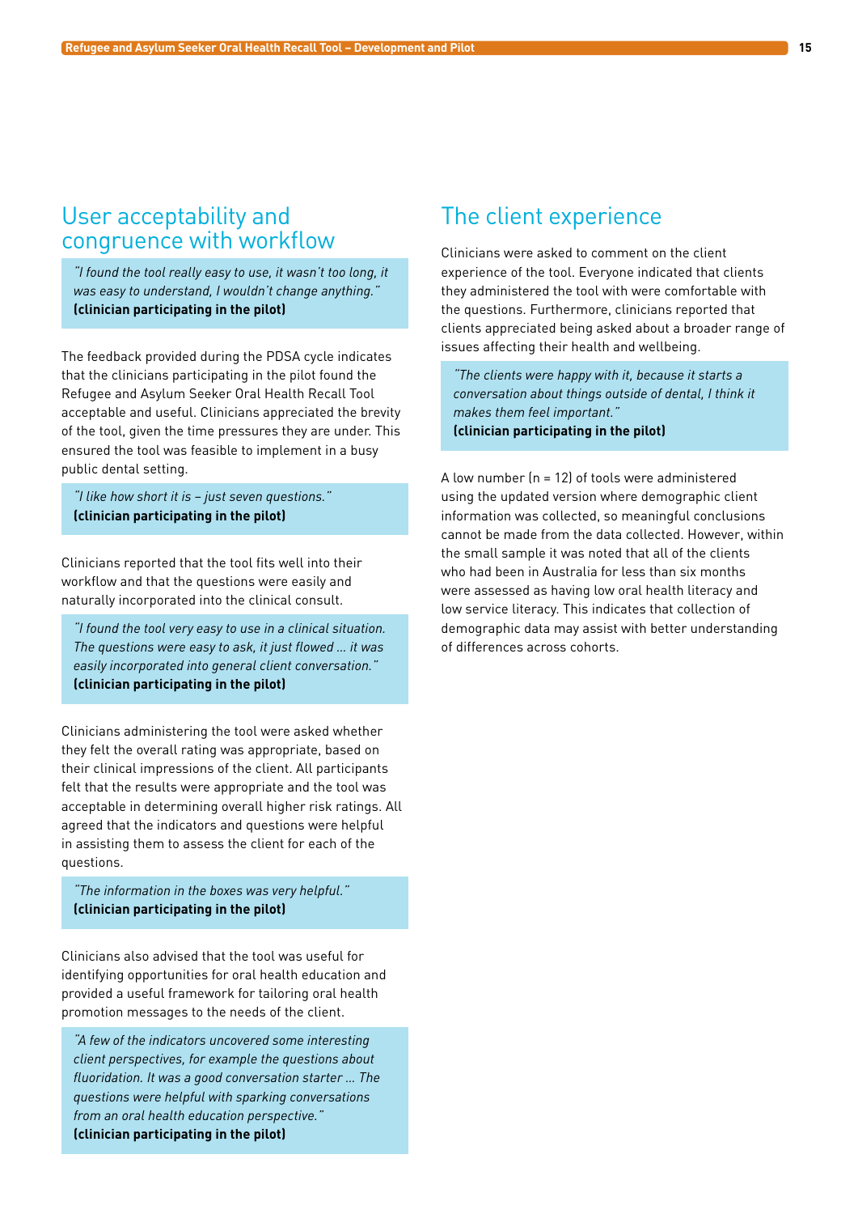## User acceptability and congruence with workflow

> *"I found the tool really easy to use, it wasn't too long, it was easy to understand, I wouldn't change anything."*
> **(clinician participating in the pilot)**

The feedback provided during the PDSA cycle indicates that the clinicians participating in the pilot found the Refugee and Asylum Seeker Oral Health Recall Tool acceptable and useful. Clinicians appreciated the brevity of the tool, given the time pressures they are under. This ensured the tool was feasible to implement in a busy public dental setting.

> *"I like how short it is – just seven questions."*
> **(clinician participating in the pilot)**

Clinicians reported that the tool fits well into their workflow and that the questions were easily and naturally incorporated into the clinical consult.

> *"I found the tool very easy to use in a clinical situation. The questions were easy to ask, it just flowed ... it was easily incorporated into general client conversation."*
> **(clinician participating in the pilot)**

Clinicians administering the tool were asked whether they felt the overall rating was appropriate, based on their clinical impressions of the client. All participants felt that the results were appropriate and the tool was acceptable in determining overall higher risk ratings. All agreed that the indicators and questions were helpful in assisting them to assess the client for each of the questions.

> *"The information in the boxes was very helpful."*
> **(clinician participating in the pilot)**

Clinicians also advised that the tool was useful for identifying opportunities for oral health education and provided a useful framework for tailoring oral health promotion messages to the needs of the client.

> *"A few of the indicators uncovered some interesting client perspectives, for example the questions about fluoridation. It was a good conversation starter ... The questions were helpful with sparking conversations from an oral health education perspective."*
> **(clinician participating in the pilot)**

## The client experience

Clinicians were asked to comment on the client experience of the tool. Everyone indicated that clients they administered the tool with were comfortable with the questions. Furthermore, clinicians reported that clients appreciated being asked about a broader range of issues affecting their health and wellbeing.

> *"The clients were happy with it, because it starts a conversation about things outside of dental, I think it makes them feel important."*
> **(clinician participating in the pilot)**

A low number (n = 12) of tools were administered using the updated version where demographic client information was collected, so meaningful conclusions cannot be made from the data collected. However, within the small sample it was noted that all of the clients who had been in Australia for less than six months were assessed as having low oral health literacy and low service literacy. This indicates that collection of demographic data may assist with better understanding of differences across cohorts.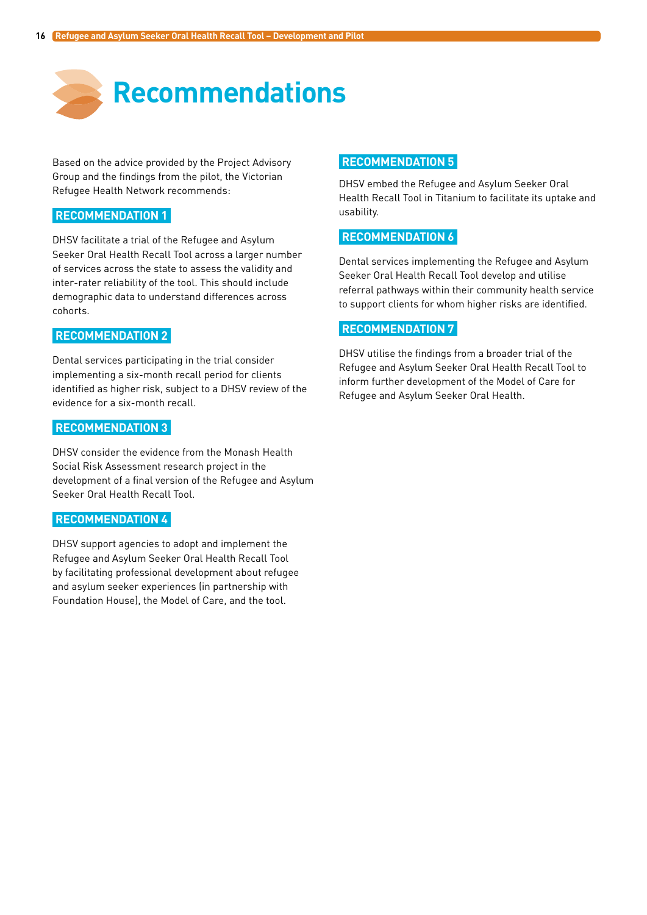# Recommendations

Based on the advice provided by the Project Advisory Group and the findings from the pilot, the Victorian Refugee Health Network recommends:

## RECOMMENDATION 1

DHSV facilitate a trial of the Refugee and Asylum Seeker Oral Health Recall Tool across a larger number of services across the state to assess the validity and inter-rater reliability of the tool. This should include demographic data to understand differences across cohorts.

## RECOMMENDATION 2

Dental services participating in the trial consider implementing a six-month recall period for clients identified as higher risk, subject to a DHSV review of the evidence for a six-month recall.

## RECOMMENDATION 3

DHSV consider the evidence from the Monash Health Social Risk Assessment research project in the development of a final version of the Refugee and Asylum Seeker Oral Health Recall Tool.

## RECOMMENDATION 4

DHSV support agencies to adopt and implement the Refugee and Asylum Seeker Oral Health Recall Tool by facilitating professional development about refugee and asylum seeker experiences (in partnership with Foundation House), the Model of Care, and the tool.

## RECOMMENDATION 5

DHSV embed the Refugee and Asylum Seeker Oral Health Recall Tool in Titanium to facilitate its uptake and usability.

## RECOMMENDATION 6

Dental services implementing the Refugee and Asylum Seeker Oral Health Recall Tool develop and utilise referral pathways within their community health service to support clients for whom higher risks are identified.

## RECOMMENDATION 7

DHSV utilise the findings from a broader trial of the Refugee and Asylum Seeker Oral Health Recall Tool to inform further development of the Model of Care for Refugee and Asylum Seeker Oral Health.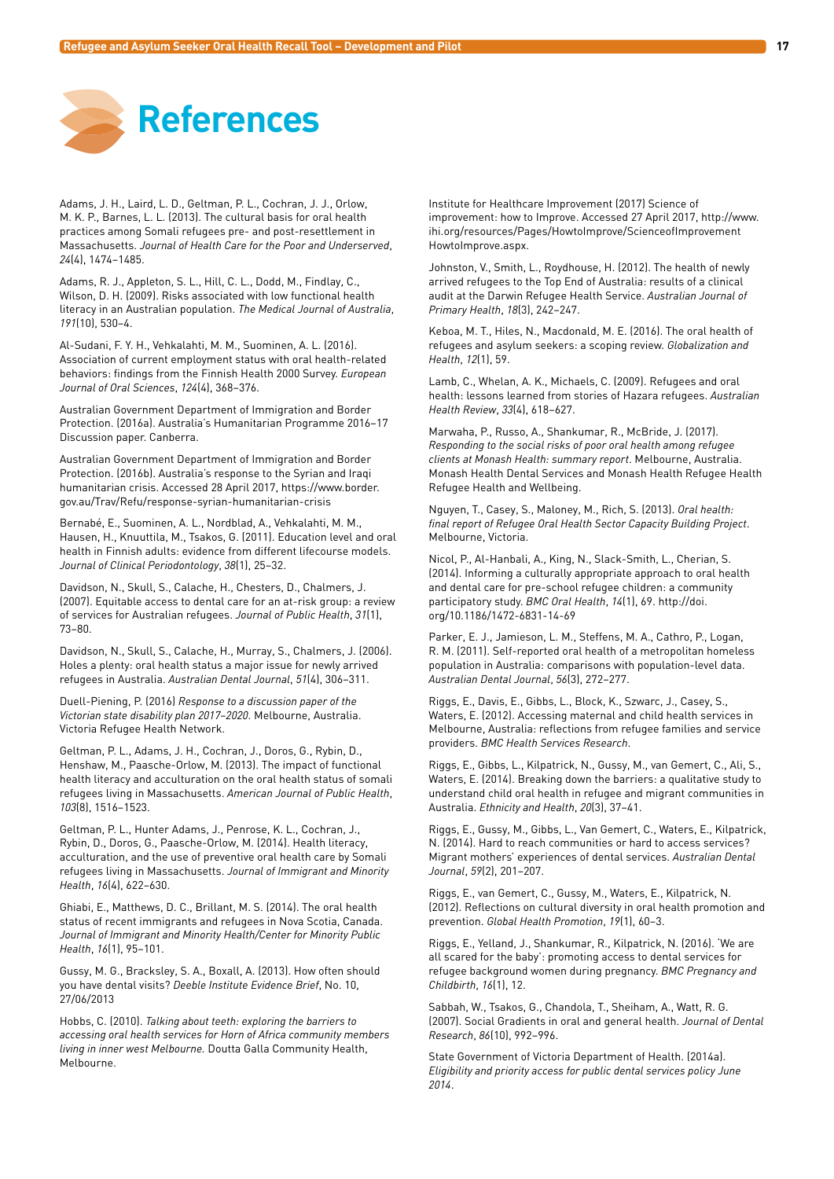# References

Adams, J. H., Laird, L. D., Geltman, P. L., Cochran, J. J., Orlow, M. K. P., Barnes, L. L. (2013). The cultural basis for oral health practices among Somali refugees pre- and post-resettlement in Massachusetts. *Journal of Health Care for the Poor and Underserved*, *24*(4), 1474–1485.

Adams, R. J., Appleton, S. L., Hill, C. L., Dodd, M., Findlay, C., Wilson, D. H. (2009). Risks associated with low functional health literacy in an Australian population. *The Medical Journal of Australia*, *191*(10), 530–4.

Al-Sudani, F. Y. H., Vehkalahti, M. M., Suominen, A. L. (2016). Association of current employment status with oral health-related behaviors: findings from the Finnish Health 2000 Survey. *European Journal of Oral Sciences*, *124*(4), 368–376.

Australian Government Department of Immigration and Border Protection. (2016a). Australia's Humanitarian Programme 2016–17 Discussion paper. Canberra.

Australian Government Department of Immigration and Border Protection. (2016b). Australia's response to the Syrian and Iraqi humanitarian crisis. Accessed 28 April 2017, https://www.border.gov.au/Trav/Refu/response-syrian-humanitarian-crisis

Bernabé, E., Suominen, A. L., Nordblad, A., Vehkalahti, M. M., Hausen, H., Knuuttila, M., Tsakos, G. (2011). Education level and oral health in Finnish adults: evidence from different lifecourse models. *Journal of Clinical Periodontology*, *38*(1), 25–32.

Davidson, N., Skull, S., Calache, H., Chesters, D., Chalmers, J. (2007). Equitable access to dental care for an at-risk group: a review of services for Australian refugees. *Journal of Public Health*, *31*(1), 73–80.

Davidson, N., Skull, S., Calache, H., Murray, S., Chalmers, J. (2006). Holes a plenty: oral health status a major issue for newly arrived refugees in Australia. *Australian Dental Journal*, *51*(4), 306–311.

Duell-Piening, P. (2016) *Response to a discussion paper of the Victorian state disability plan 2017–2020*. Melbourne, Australia. Victoria Refugee Health Network.

Geltman, P. L., Adams, J. H., Cochran, J., Doros, G., Rybin, D., Henshaw, M., Paasche-Orlow, M. (2013). The impact of functional health literacy and acculturation on the oral health status of somali refugees living in Massachusetts. *American Journal of Public Health*, *103*(8), 1516–1523.

Geltman, P. L., Hunter Adams, J., Penrose, K. L., Cochran, J., Rybin, D., Doros, G., Paasche-Orlow, M. (2014). Health literacy, acculturation, and the use of preventive oral health care by Somali refugees living in Massachusetts. *Journal of Immigrant and Minority Health*, *16*(4), 622–630.

Ghiabi, E., Matthews, D. C., Brillant, M. S. (2014). The oral health status of recent immigrants and refugees in Nova Scotia, Canada. *Journal of Immigrant and Minority Health/Center for Minority Public Health*, *16*(1), 95–101.

Gussy, M. G., Bracksley, S. A., Boxall, A. (2013). How often should you have dental visits? *Deeble Institute Evidence Brief*, No. 10, 27/06/2013

Hobbs, C. (2010). *Talking about teeth: exploring the barriers to accessing oral health services for Horn of Africa community members living in inner west Melbourne.* Doutta Galla Community Health, Melbourne.

Institute for Healthcare Improvement (2017) Science of improvement: how to Improve. Accessed 27 April 2017, http://www.ihi.org/resources/Pages/HowtoImprove/ScienceofImprovementHowtoImprove.aspx.

Johnston, V., Smith, L., Roydhouse, H. (2012). The health of newly arrived refugees to the Top End of Australia: results of a clinical audit at the Darwin Refugee Health Service. *Australian Journal of Primary Health*, *18*(3), 242–247.

Keboa, M. T., Hiles, N., Macdonald, M. E. (2016). The oral health of refugees and asylum seekers: a scoping review. *Globalization and Health*, *12*(1), 59.

Lamb, C., Whelan, A. K., Michaels, C. (2009). Refugees and oral health: lessons learned from stories of Hazara refugees. *Australian Health Review*, *33*(4), 618–627.

Marwaha, P., Russo, A., Shankumar, R., McBride, J. (2017). *Responding to the social risks of poor oral health among refugee clients at Monash Health: summary report*. Melbourne, Australia. Monash Health Dental Services and Monash Health Refugee Health Refugee Health and Wellbeing.

Nguyen, T., Casey, S., Maloney, M., Rich, S. (2013). *Oral health: final report of Refugee Oral Health Sector Capacity Building Project*. Melbourne, Victoria.

Nicol, P., Al-Hanbali, A., King, N., Slack-Smith, L., Cherian, S. (2014). Informing a culturally appropriate approach to oral health and dental care for pre-school refugee children: a community participatory study. *BMC Oral Health*, *14*(1), 69. http://doi.org/10.1186/1472-6831-14-69

Parker, E. J., Jamieson, L. M., Steffens, M. A., Cathro, P., Logan, R. M. (2011). Self-reported oral health of a metropolitan homeless population in Australia: comparisons with population-level data. *Australian Dental Journal*, *56*(3), 272–277.

Riggs, E., Davis, E., Gibbs, L., Block, K., Szwarc, J., Casey, S., Waters, E. (2012). Accessing maternal and child health services in Melbourne, Australia: reflections from refugee families and service providers. *BMC Health Services Research*.

Riggs, E., Gibbs, L., Kilpatrick, N., Gussy, M., van Gemert, C., Ali, S., Waters, E. (2014). Breaking down the barriers: a qualitative study to understand child oral health in refugee and migrant communities in Australia. *Ethnicity and Health*, *20*(3), 37–41.

Riggs, E., Gussy, M., Gibbs, L., Van Gemert, C., Waters, E., Kilpatrick, N. (2014). Hard to reach communities or hard to access services? Migrant mothers' experiences of dental services. *Australian Dental Journal*, *59*(2), 201–207.

Riggs, E., van Gemert, C., Gussy, M., Waters, E., Kilpatrick, N. (2012). Reflections on cultural diversity in oral health promotion and prevention. *Global Health Promotion*, *19*(1), 60–3.

Riggs, E., Yelland, J., Shankumar, R., Kilpatrick, N. (2016). 'We are all scared for the baby': promoting access to dental services for refugee background women during pregnancy. *BMC Pregnancy and Childbirth*, *16*(1), 12.

Sabbah, W., Tsakos, G., Chandola, T., Sheiham, A., Watt, R. G. (2007). Social Gradients in oral and general health. *Journal of Dental Research*, *86*(10), 992–996.

State Government of Victoria Department of Health. (2014a). *Eligibility and priority access for public dental services policy June 2014*.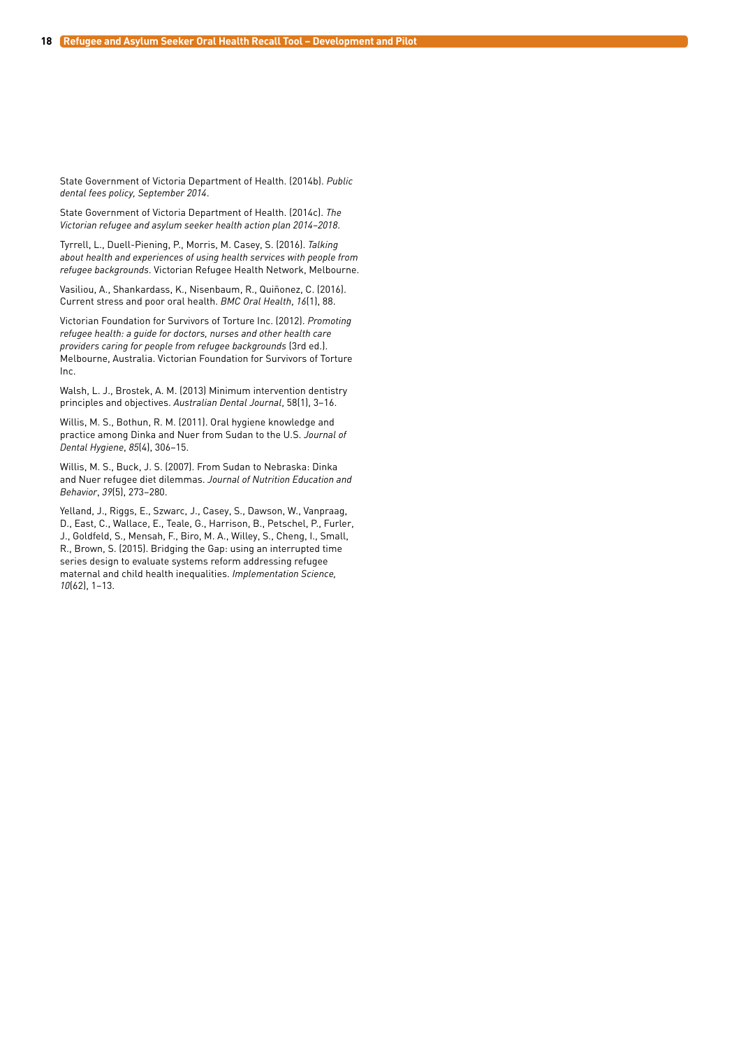State Government of Victoria Department of Health. (2014b). *Public dental fees policy, September 2014*.

State Government of Victoria Department of Health. (2014c). *The Victorian refugee and asylum seeker health action plan 2014–2018*.

Tyrrell, L., Duell-Piening, P., Morris, M. Casey, S. (2016). *Talking about health and experiences of using health services with people from refugee backgrounds*. Victorian Refugee Health Network, Melbourne.

Vasiliou, A., Shankardass, K., Nisenbaum, R., Quiñonez, C. (2016). Current stress and poor oral health. *BMC Oral Health*, *16*(1), 88.

Victorian Foundation for Survivors of Torture Inc. (2012). *Promoting refugee health: a guide for doctors, nurses and other health care providers caring for people from refugee backgrounds* (3rd ed.). Melbourne, Australia. Victorian Foundation for Survivors of Torture Inc.

Walsh, L. J., Brostek, A. M. (2013) Minimum intervention dentistry principles and objectives. *Australian Dental Journal*, 58(1), 3–16.

Willis, M. S., Bothun, R. M. (2011). Oral hygiene knowledge and practice among Dinka and Nuer from Sudan to the U.S. *Journal of Dental Hygiene*, *85*(4), 306–15.

Willis, M. S., Buck, J. S. (2007). From Sudan to Nebraska: Dinka and Nuer refugee diet dilemmas. *Journal of Nutrition Education and Behavior*, *39*(5), 273–280.

Yelland, J., Riggs, E., Szwarc, J., Casey, S., Dawson, W., Vanpraag, D., East, C., Wallace, E., Teale, G., Harrison, B., Petschel, P., Furler, J., Goldfeld, S., Mensah, F., Biro, M. A., Willey, S., Cheng, I., Small, R., Brown, S. (2015). Bridging the Gap: using an interrupted time series design to evaluate systems reform addressing refugee maternal and child health inequalities. *Implementation Science, 10*(62), 1–13.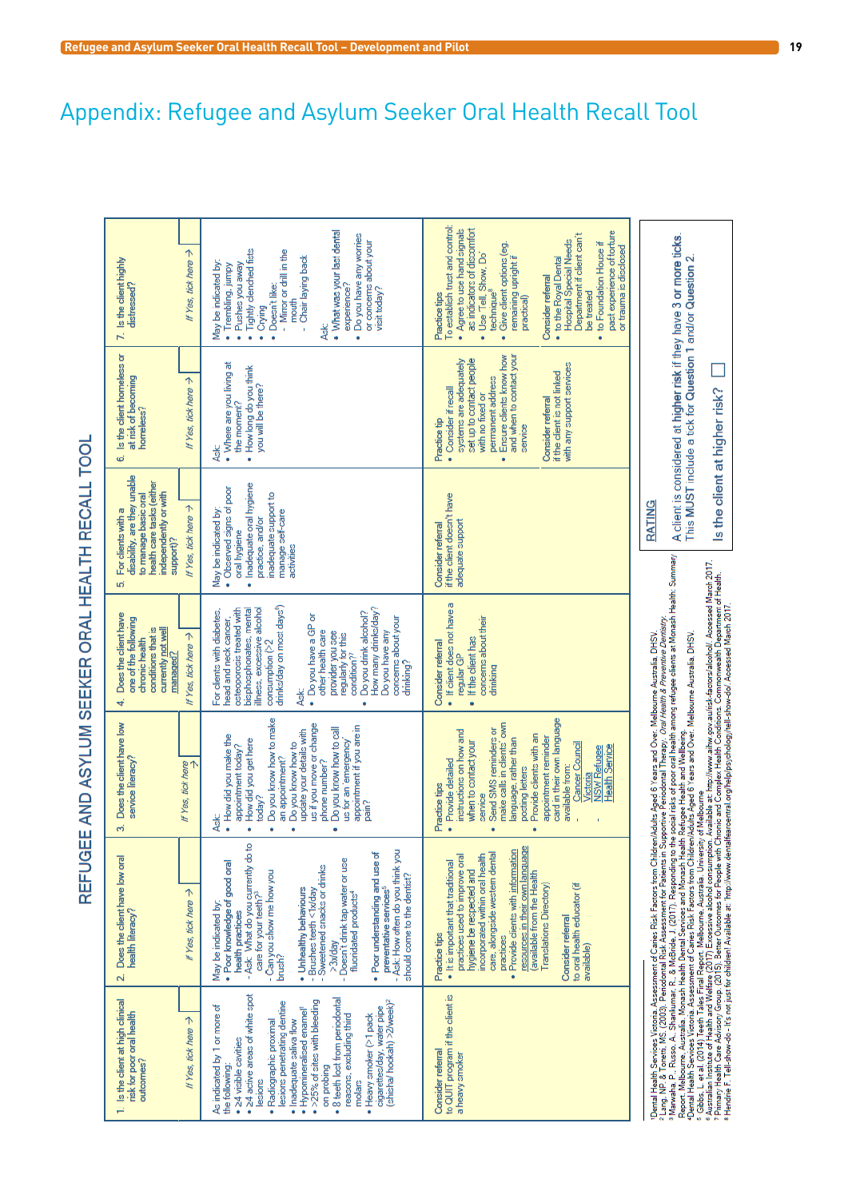# Appendix: Refugee and Asylum Seeker Oral Health Recall Tool

## REFUGEE AND ASYLUM SEEKER ORAL HEALTH RECALL TOOL

| 1. Is the client at high clinical risk for poor oral health outcomes? *If Yes, tick here →* ☐ | 2. Does the client have low oral health literacy? *If Yes, tick here →* ☐ | 3. Does the client have low service literacy? *If Yes, tick here →* ☐ | 4. Does the client have one of the following chronic health conditions that is currently not well managed? *If Yes, tick here →* ☐ | 5. For clients with a disability, are they unable to manage basic oral health care tasks (either independently or with support)? *If Yes, tick here →* ☐ | 6. Is the client homeless or at risk of becoming homeless? *If Yes, tick here →* ☐ | 7. Is the client highly distressed? *If Yes, tick here →* ☐ |
|---|---|---|---|---|---|---|
| As indicated by 1 or more of the following:<br>• ≥4 visible cavities<br>• ≥4 active areas of white spot lesions<br>• Radiographic proximal lesions penetrating dentine<br>• Inadequate saliva flow<br>• Hypomineralised enamel[1]<br>• >25% of sites with bleeding on probing<br>• 8 teeth lost from periodontal reasons, excluding third molars<br>• Heavy smoker (>1 pack cigarettes/day, water pipe (shisha/ hookah) >2/week)[2] | May be indicated by:<br>• Poor knowledge of good oral health practices<br>- Ask: What do you currently do to care for your teeth?[3]<br>- Can you show me how you brush?<br>• Unhealthy behaviours<br>- Brushes teeth <1x/day<br>- Sweetened snacks or drinks >3x/day<br>- Doesn't drink tap water or use fluoridated products[4]<br>• Poor understanding and use of preventative services[5]<br>- Ask: How often do you think you should come to the dentist? | Ask:<br>• How did you make the appointment today?<br>• How did you get here today?<br>• Do you know how to make an appointment?<br>• Do you know how to update your details with us if you move or change phone number?<br>• Do you know how to call us for an emergency appointment if you are in pain? | For clients with diabetes, head and neck cancer, osteoporosis treated with bisphosphonates, mental illness, excessive alcohol consumption (>2 drinks/day on most days[6])<br><br>Ask:<br>• Do you have a GP or other health care provider you see regularly for this condition?[7]<br>• Do you drink alcohol? How many drinks/day?<br>• Do you have any concerns about your drinking? | May be indicated by:<br>• Observed signs of poor oral hygiene<br>• Inadequate oral hygiene practice, and/or inadequate support to manage self-care activities | Ask:<br>• Where are you living at the moment?<br>• How long do you think you will be there? | May be indicated by:<br>• Trembling, jumpy<br>• Pushes you away<br>• Tightly clenched fists<br>• Crying<br>• Doesn't like:<br>- Mirror or drill in the mouth<br>- Chair laying back<br><br>Ask:<br>• What was your last dental experience?<br>• Do you have any worries or concerns about your visit today? |
| Consider referral to QUIT program if the client is a heavy smoker | Practice tips<br>• It is important that traditional practices used to improve oral hygiene be respected and incorporated within oral health care, alongside western dental practices<br>• Provide clients with information resources in their own language (available from the Health Translations Directory)<br><br>Consider referral to oral health educator (if available) | Practice tips<br>• Provide detailed instructions on how and when to contact your service<br>• Send SMS reminders or make calls in clients' own language, rather than posting letters<br>• Provide clients with an appointment reminder card in their own language available from:<br>- Cancer Council Victoria<br>- NSW Refugee Health Service | Consider referral<br>• If client does not have a regular GP<br>• If the client has concerns about their drinking | Consider referral if the client doesn't have adequate support | Practice tip<br>• Consider if recall systems are adequately set up to contact people with no fixed or permanent address<br>• Ensure clients know how and when to contact your service<br><br>Consider referral if the client is not linked with any support services | Practice tips<br>To establish trust and control:<br>• Agree to use hand signals as indicators of discomfort<br>• Use 'Tell, Show, Do' technique[8]<br>• Give client options (eg. remaining upright if practical)<br><br>Consider referral<br>• to the Royal Dental Hospital Special Needs Department if client can't be treated<br>• to Foundation House if past experience of torture or trauma is disclosed |

**RATING**

A client is considered at **higher risk** if they have **3 or more ticks**.
This **MUST** include a tick for **Question 1** and/or **Question 2**.

**Is the client at higher risk?** ☐

[1] Dental Health Services Victoria. Assessment of Caries Risk Factors from Children/Adults Aged 6 Years and Over. Melbourne Australia. DHSV.
[2] Lang, NP & Tonetti, MS. (2003). Periodontal Risk Assessment for Patients in Supportive Periodontal Therapy. *Oral Health & Preventive Dentistry.*
[3] Marwaha, P., Russo, A., Shankumar, R., & McBride, J. (2017). Responding to the social risks of poor oral health among refugee clients at Monash Health: Summary Report. Melbourne, Australia, Monash Health Refugee Health and Wellbeing.
[4] Dental Health Services Victoria. Assessment of Caries Risk Factors from Children/Adults Aged 6 Years and Over. Melbourne Australia. DHSV.
[5] Gibbs, L. et al. (2014) Teeth Tales Final Report. Melbourne, Australia, University of Melbourne.
[6] Australian Institute of Health and Welfare (2017) Excessive alcohol consumption. Available at: http://www.aihw.gov.au/risk-factors/alcohol/. Accessed March 2017.
[7] Primary Health Care Advisory Group. (2015). Better Outcomes for People with Chronic and Complex Health Conditions. Commonwealth Department of Health.
[8] Hendrie F. Tell-show-do - It's not just for children! Available at: http://www.dentalfearcentral.org/help/psychology/tell-show-do/. Accessed March 2017.